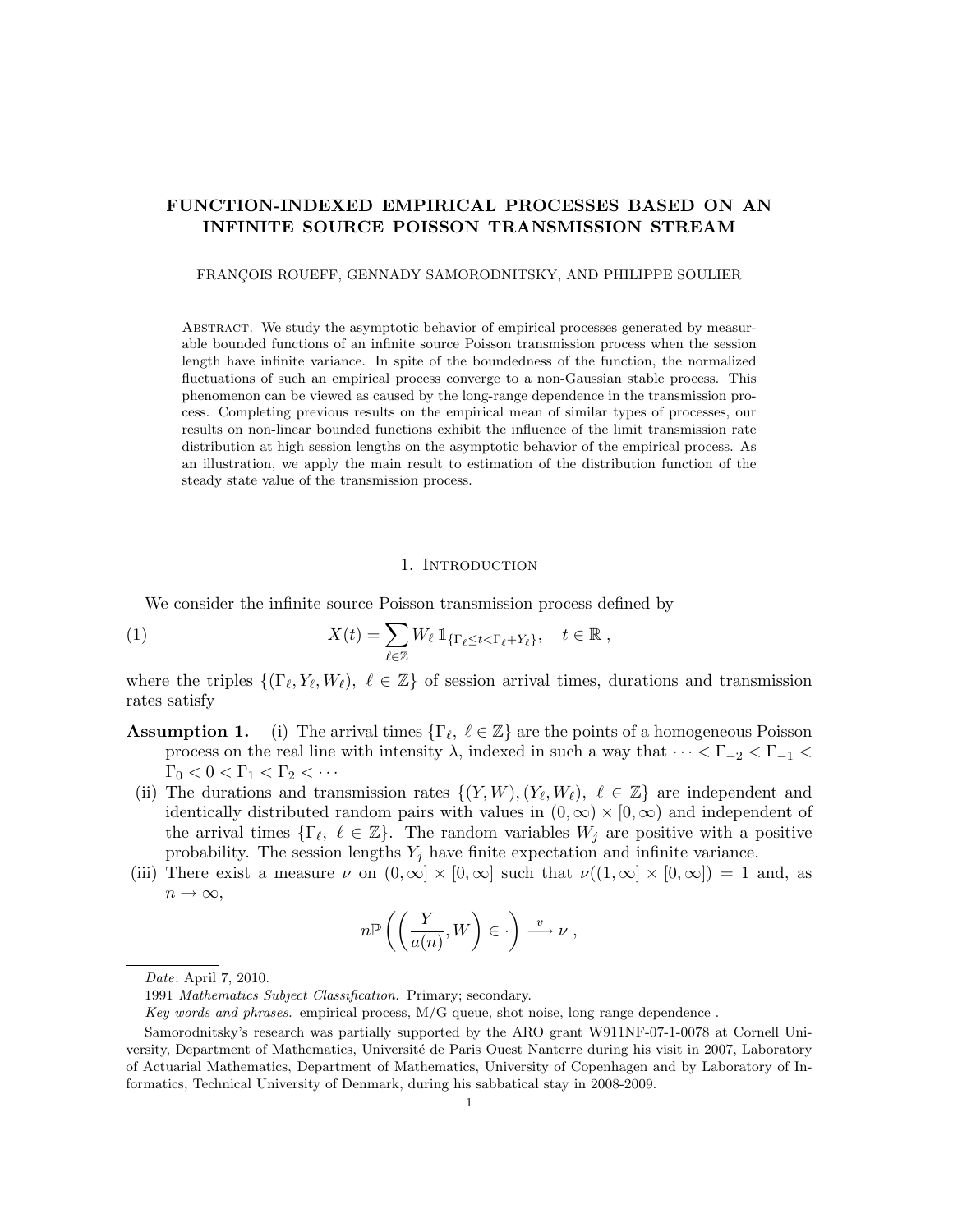# FUNCTION-INDEXED EMPIRICAL PROCESSES BASED ON AN INFINITE SOURCE POISSON TRANSMISSION STREAM

FRANÇOIS ROUEFF, GENNADY SAMORODNITSKY, AND PHILIPPE SOULIER

Abstract. We study the asymptotic behavior of empirical processes generated by measurable bounded functions of an infinite source Poisson transmission process when the session length have infinite variance. In spite of the boundedness of the function, the normalized fluctuations of such an empirical process converge to a non-Gaussian stable process. This phenomenon can be viewed as caused by the long-range dependence in the transmission process. Completing previous results on the empirical mean of similar types of processes, our results on non-linear bounded functions exhibit the influence of the limit transmission rate distribution at high session lengths on the asymptotic behavior of the empirical process. As an illustration, we apply the main result to estimation of the distribution function of the steady state value of the transmission process.

## 1. Introduction

We consider the infinite source Poisson transmission process defined by

$$X(t) = \sum_{\ell \in \mathbb{Z}} W_\ell \, \mathbb{1}_{\{\Gamma_\ell \le t < \Gamma_\ell + Y_\ell\}}, \quad t \in \mathbb{R} , \tag{1}$$

where the triples $\{(\Gamma_\ell, Y_\ell, W_\ell),\ \ell \in \mathbb{Z}\}$ of session arrival times, durations and transmission rates satisfy

**Assumption 1.** (i) The arrival times $\{\Gamma_\ell,\ \ell \in \mathbb{Z}\}$ are the points of a homogeneous Poisson process on the real line with intensity $\lambda$, indexed in such a way that $\cdots < \Gamma_{-2} < \Gamma_{-1} < \Gamma_0 < 0 < \Gamma_1 < \Gamma_2 < \cdots$

(ii) The durations and transmission rates $\{(Y, W), (Y_\ell, W_\ell),\ \ell \in \mathbb{Z}\}$ are independent and identically distributed random pairs with values in $(0, \infty) \times [0, \infty)$ and independent of the arrival times $\{\Gamma_\ell,\ \ell \in \mathbb{Z}\}$. The random variables $W_j$ are positive with a positive probability. The session lengths $Y_j$ have finite expectation and infinite variance.

(iii) There exist a measure $\nu$ on $(0, \infty] \times [0, \infty]$ such that $\nu((1, \infty] \times [0, \infty]) = 1$ and, as $n \to \infty$,

$$n\mathbb{P}\left(\left(\frac{Y}{a(n)}, W\right) \in \cdot\right) \xrightarrow{v} \nu ,$$

---

*Date*: April 7, 2010.

1991 *Mathematics Subject Classification.* Primary; secondary.

*Key words and phrases.* empirical process, M/G queue, shot noise, long range dependence .

Samorodnitsky's research was partially supported by the ARO grant W911NF-07-1-0078 at Cornell University, Department of Mathematics, Université de Paris Ouest Nanterre during his visit in 2007, Laboratory of Actuarial Mathematics, Department of Mathematics, University of Copenhagen and by Laboratory of Informatics, Technical University of Denmark, during his sabbatical stay in 2008-2009.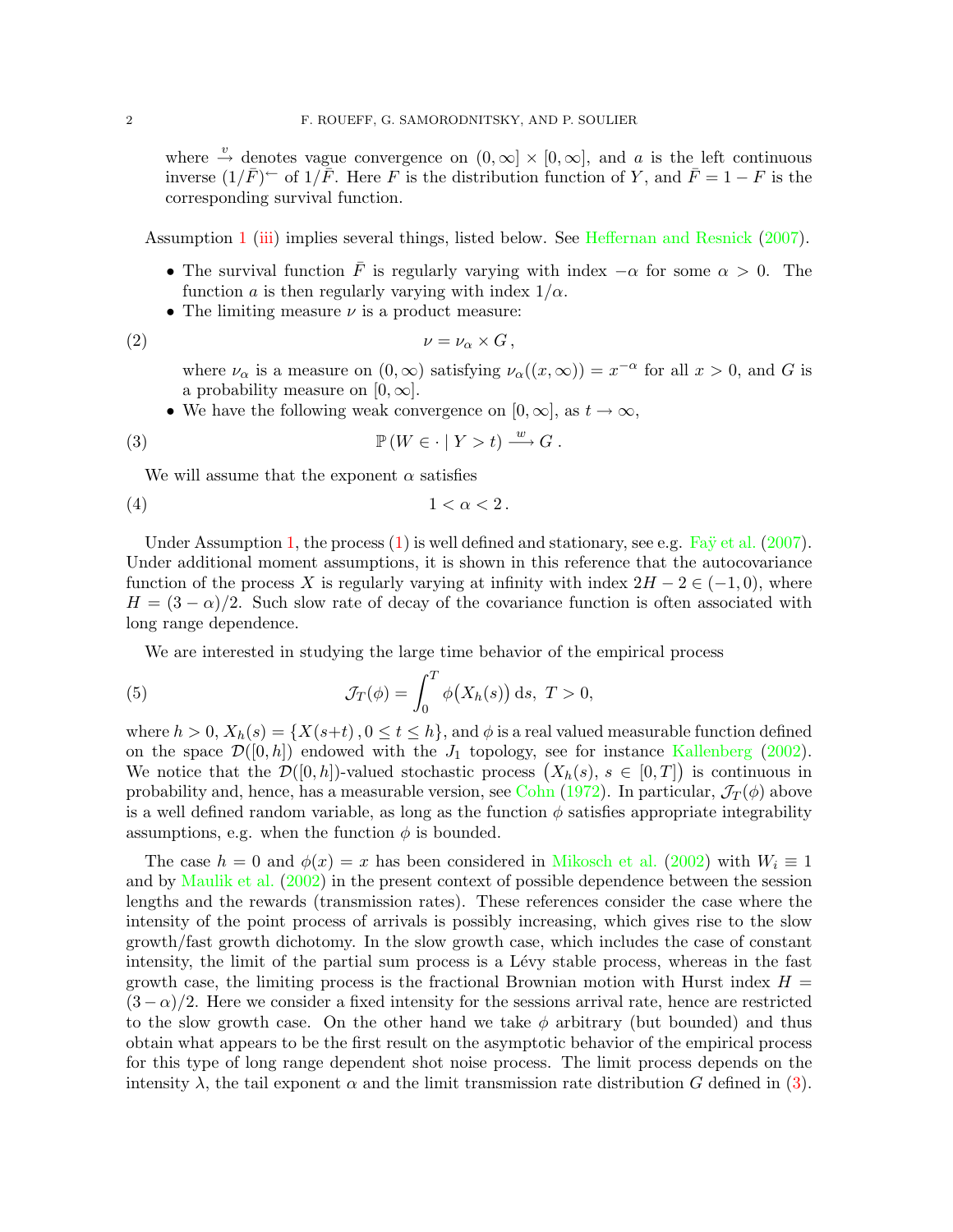where $\xrightarrow{v}$ denotes vague convergence on $(0, \infty] \times [0, \infty]$, and $a$ is the left continuous inverse $(1/\bar{F})^{\leftarrow}$ of $1/\bar{F}$. Here $F$ is the distribution function of $Y$, and $\bar{F} = 1 - F$ is the corresponding survival function.

Assumption 1 (iii) implies several things, listed below. See Heffernan and Resnick (2007).

- The survival function $\bar{F}$ is regularly varying with index $-\alpha$ for some $\alpha > 0$. The function $a$ is then regularly varying with index $1/\alpha$.
- The limiting measure $\nu$ is a product measure:

$$\nu = \nu_\alpha \times G\,, \tag{2}$$

  where $\nu_\alpha$ is a measure on $(0, \infty)$ satisfying $\nu_\alpha((x, \infty)) = x^{-\alpha}$ for all $x > 0$, and $G$ is a probability measure on $[0, \infty]$.
- We have the following weak convergence on $[0, \infty]$, as $t \to \infty$,

$$\mathbb{P}\left(W \in \cdot \mid Y > t\right) \xrightarrow{w} G\,. \tag{3}$$

We will assume that the exponent $\alpha$ satisfies

$$1 < \alpha < 2\,. \tag{4}$$

Under Assumption 1, the process (1) is well defined and stationary, see e.g. Faÿ et al. (2007). Under additional moment assumptions, it is shown in this reference that the autocovariance function of the process $X$ is regularly varying at infinity with index $2H - 2 \in (-1, 0)$, where $H = (3 - \alpha)/2$. Such slow rate of decay of the covariance function is often associated with long range dependence.

We are interested in studying the large time behavior of the empirical process

$$\mathcal{J}_T(\phi) = \int_0^T \phi\big(X_h(s)\big)\,\mathrm{d}s,\ T > 0, \tag{5}$$

where $h > 0$, $X_h(s) = \{X(s+t)\,, 0 \le t \le h\}$, and $\phi$ is a real valued measurable function defined on the space $\mathcal{D}([0, h])$ endowed with the $J_1$ topology, see for instance Kallenberg (2002). We notice that the $\mathcal{D}([0, h])$-valued stochastic process $\big(X_h(s),\, s \in [0, T]\big)$ is continuous in probability and, hence, has a measurable version, see Cohn (1972). In particular, $\mathcal{J}_T(\phi)$ above is a well defined random variable, as long as the function $\phi$ satisfies appropriate integrability assumptions, e.g. when the function $\phi$ is bounded.

The case $h = 0$ and $\phi(x) = x$ has been considered in Mikosch et al. (2002) with $W_i \equiv 1$ and by Maulik et al. (2002) in the present context of possible dependence between the session lengths and the rewards (transmission rates). These references consider the case where the intensity of the point process of arrivals is possibly increasing, which gives rise to the slow growth/fast growth dichotomy. In the slow growth case, which includes the case of constant intensity, the limit of the partial sum process is a Lévy stable process, whereas in the fast growth case, the limiting process is the fractional Brownian motion with Hurst index $H = (3 - \alpha)/2$. Here we consider a fixed intensity for the sessions arrival rate, hence are restricted to the slow growth case. On the other hand we take $\phi$ arbitrary (but bounded) and thus obtain what appears to be the first result on the asymptotic behavior of the empirical process for this type of long range dependent shot noise process. The limit process depends on the intensity $\lambda$, the tail exponent $\alpha$ and the limit transmission rate distribution $G$ defined in (3).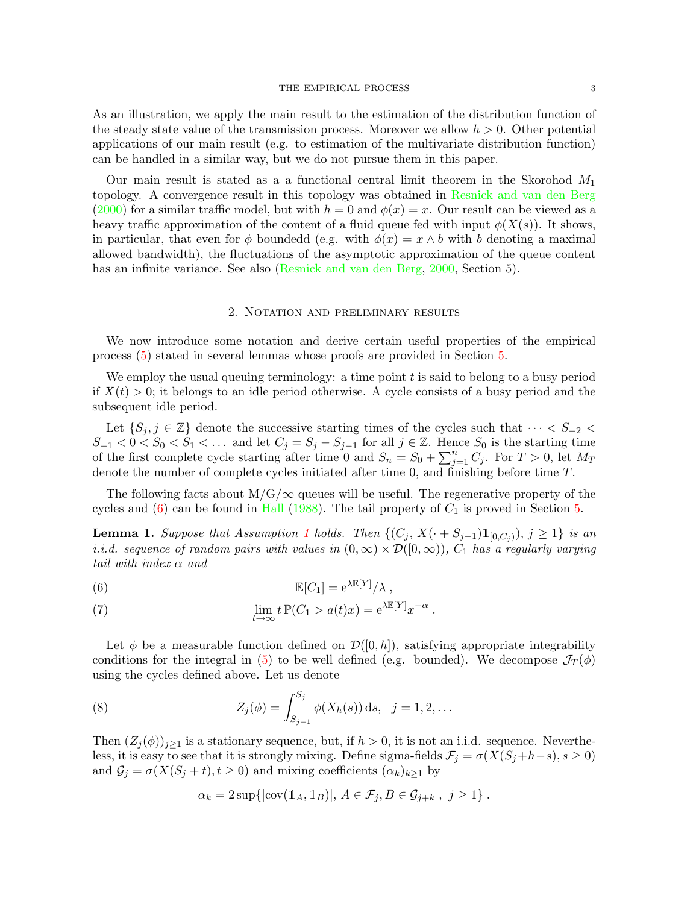As an illustration, we apply the main result to the estimation of the distribution function of the steady state value of the transmission process. Moreover we allow $h > 0$. Other potential applications of our main result (e.g. to estimation of the multivariate distribution function) can be handled in a similar way, but we do not pursue them in this paper.

Our main result is stated as a a functional central limit theorem in the Skorohod $M_1$ topology. A convergence result in this topology was obtained in Resnick and van den Berg (2000) for a similar traffic model, but with $h = 0$ and $\phi(x) = x$. Our result can be viewed as a heavy traffic approximation of the content of a fluid queue fed with input $\phi(X(s))$. It shows, in particular, that even for $\phi$ boundedd (e.g. with $\phi(x) = x \wedge b$ with $b$ denoting a maximal allowed bandwidth), the fluctuations of the asymptotic approximation of the queue content has an infinite variance. See also (Resnick and van den Berg, 2000, Section 5).

## 2. Notation and preliminary results

We now introduce some notation and derive certain useful properties of the empirical process (5) stated in several lemmas whose proofs are provided in Section 5.

We employ the usual queuing terminology: a time point $t$ is said to belong to a busy period if $X(t) > 0$; it belongs to an idle period otherwise. A cycle consists of a busy period and the subsequent idle period.

Let $\{S_j, j \in \mathbb{Z}\}$ denote the successive starting times of the cycles such that $\cdots < S_{-2} < S_{-1} < 0 < S_0 < S_1 < \dots$ and let $C_j = S_j - S_{j-1}$ for all $j \in \mathbb{Z}$. Hence $S_0$ is the starting time of the first complete cycle starting after time 0 and $S_n = S_0 + \sum_{j=1}^n C_j$. For $T > 0$, let $M_T$ denote the number of complete cycles initiated after time 0, and finishing before time $T$.

The following facts about M/G/$\infty$ queues will be useful. The regenerative property of the cycles and (6) can be found in Hall (1988). The tail property of $C_1$ is proved in Section 5.

**Lemma 1.** *Suppose that Assumption 1 holds. Then $\{(C_j, X(\cdot + S_{j-1})\mathbb{1}_{[0,C_j)}), j \geq 1\}$ is an i.i.d. sequence of random pairs with values in $(0, \infty) \times \mathcal{D}([0, \infty))$, $C_1$ has a regularly varying tail with index $\alpha$ and*

$$\mathbb{E}[C_1] = \mathrm{e}^{\lambda \mathbb{E}[Y]}/\lambda \, , \tag{6}$$

$$\lim_{t \to \infty} t\, \mathbb{P}(C_1 > a(t)x) = \mathrm{e}^{\lambda \mathbb{E}[Y]} x^{-\alpha} \, . \tag{7}$$

Let $\phi$ be a measurable function defined on $\mathcal{D}([0, h])$, satisfying appropriate integrability conditions for the integral in (5) to be well defined (e.g. bounded). We decompose $\mathcal{J}_T(\phi)$ using the cycles defined above. Let us denote

$$Z_j(\phi) = \int_{S_{j-1}}^{S_j} \phi(X_h(s))\, \mathrm{d}s, \quad j = 1, 2, \dots \tag{8}$$

Then $(Z_j(\phi))_{j \geq 1}$ is a stationary sequence, but, if $h > 0$, it is not an i.i.d. sequence. Nevertheless, it is easy to see that it is strongly mixing. Define sigma-fields $\mathcal{F}_j = \sigma(X(S_j + h - s), s \geq 0)$ and $\mathcal{G}_j = \sigma(X(S_j + t), t \geq 0)$ and mixing coefficients $(\alpha_k)_{k \geq 1}$ by

$$\alpha_k = 2 \sup\{|\mathrm{cov}(\mathbb{1}_A, \mathbb{1}_B)|, \, A \in \mathcal{F}_j, B \in \mathcal{G}_{j+k} \, , \, j \geq 1\} \, .$$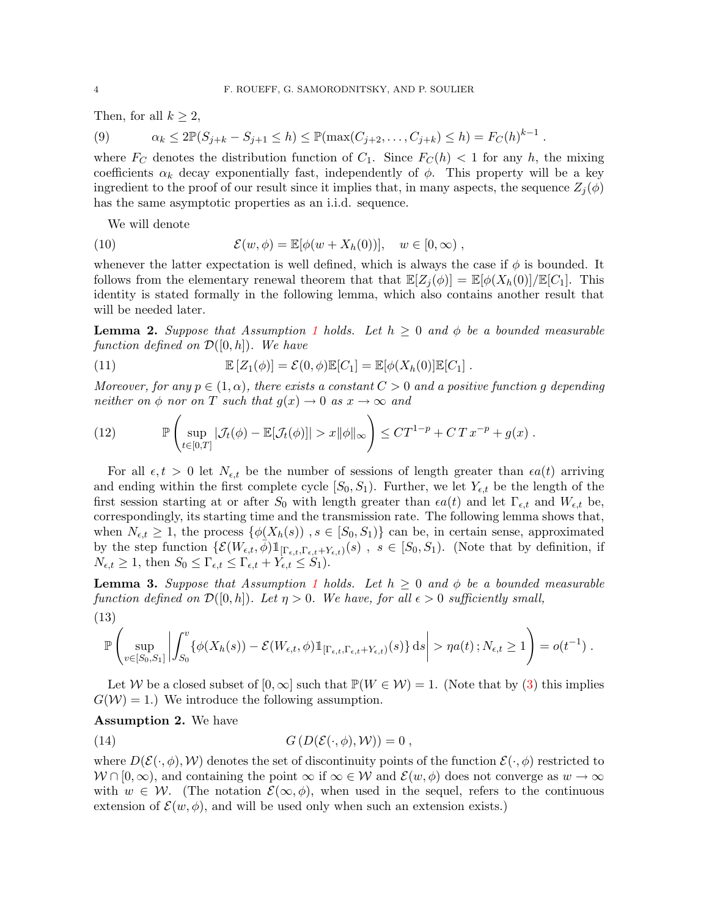Then, for all $k \geq 2$,

$$\alpha_k \leq 2\mathbb{P}(S_{j+k} - S_{j+1} \leq h) \leq \mathbb{P}(\max(C_{j+2}, \ldots, C_{j+k}) \leq h) = F_C(h)^{k-1} \,. \tag{9}$$

where $F_C$ denotes the distribution function of $C_1$. Since $F_C(h) < 1$ for any $h$, the mixing coefficients $\alpha_k$ decay exponentially fast, independently of $\phi$. This property will be a key ingredient to the proof of our result since it implies that, in many aspects, the sequence $Z_j(\phi)$ has the same asymptotic properties as an i.i.d. sequence.

We will denote

$$\mathcal{E}(w, \phi) = \mathbb{E}[\phi(w + X_h(0))], \quad w \in [0, \infty) \,, \tag{10}$$

whenever the latter expectation is well defined, which is always the case if $\phi$ is bounded. It follows from the elementary renewal theorem that that $\mathbb{E}[Z_j(\phi)] = \mathbb{E}[\phi(X_h(0)]/\mathbb{E}[C_1]$. This identity is stated formally in the following lemma, which also contains another result that will be needed later.

**Lemma 2.** *Suppose that Assumption 1 holds. Let $h \geq 0$ and $\phi$ be a bounded measurable function defined on $\mathcal{D}([0, h])$. We have*

$$\mathbb{E}\left[Z_1(\phi)\right] = \mathcal{E}(0, \phi)\mathbb{E}[C_1] = \mathbb{E}[\phi(X_h(0)]\mathbb{E}[C_1] \,. \tag{11}$$

*Moreover, for any $p \in (1, \alpha)$, there exists a constant $C > 0$ and a positive function $g$ depending neither on $\phi$ nor on $T$ such that $g(x) \to 0$ as $x \to \infty$ and*

$$\mathbb{P}\left(\sup_{t\in[0,T]} |\mathcal{J}_t(\phi) - \mathbb{E}[\mathcal{J}_t(\phi)]| > x\|\phi\|_\infty\right) \leq CT^{1-p} + C\,T\,x^{-p} + g(x) \,. \tag{12}$$

For all $\epsilon, t > 0$ let $N_{\epsilon,t}$ be the number of sessions of length greater than $\epsilon a(t)$ arriving and ending within the first complete cycle $[S_0, S_1)$. Further, we let $Y_{\epsilon,t}$ be the length of the first session starting at or after $S_0$ with length greater than $\epsilon a(t)$ and let $\Gamma_{\epsilon,t}$ and $W_{\epsilon,t}$ be, correspondingly, its starting time and the transmission rate. The following lemma shows that, when $N_{\epsilon,t} \geq 1$, the process $\{\phi(X_h(s))\ , s \in [S_0, S_1)\}$ can be, in certain sense, approximated by the step function $\{\mathcal{E}(W_{\epsilon,t}, \phi)\mathbb{1}_{[\Gamma_{\epsilon,t}, \Gamma_{\epsilon,t}+Y_{\epsilon,t})}(s)\ ,\ s \in [S_0, S_1)$. (Note that by definition, if $N_{\epsilon,t} \geq 1$, then $S_0 \leq \Gamma_{\epsilon,t} \leq \Gamma_{\epsilon,t} + Y_{\epsilon,t} \leq S_1$).

**Lemma 3.** *Suppose that Assumption 1 holds. Let $h \geq 0$ and $\phi$ be a bounded measurable function defined on $\mathcal{D}([0, h])$. Let $\eta > 0$. We have, for all $\epsilon > 0$ sufficiently small,*

$$\mathbb{P}\left(\sup_{v\in[S_0,S_1]}\left|\int_{S_0}^{v}\{\phi(X_h(s)) - \mathcal{E}(W_{\epsilon,t}, \phi)\mathbb{1}_{[\Gamma_{\epsilon,t},\Gamma_{\epsilon,t}+Y_{\epsilon,t})}(s)\}\,\mathrm{d}s\right| > \eta a(t)\,; N_{\epsilon,t} \geq 1\right) = o(t^{-1}) \,. \tag{13}$$

Let $\mathcal{W}$ be a closed subset of $[0, \infty]$ such that $\mathbb{P}(W \in \mathcal{W}) = 1$. (Note that by (3) this implies $G(\mathcal{W}) = 1$.) We introduce the following assumption.

**Assumption 2.** We have

$$G\left(D(\mathcal{E}(\cdot, \phi), \mathcal{W})\right) = 0 \,, \tag{14}$$

where $D(\mathcal{E}(\cdot, \phi), \mathcal{W})$ denotes the set of discontinuity points of the function $\mathcal{E}(\cdot, \phi)$ restricted to $\mathcal{W} \cap [0, \infty)$, and containing the point $\infty$ if $\infty \in \mathcal{W}$ and $\mathcal{E}(w, \phi)$ does not converge as $w \to \infty$ with $w \in \mathcal{W}$. (The notation $\mathcal{E}(\infty, \phi)$, when used in the sequel, refers to the continuous extension of $\mathcal{E}(w, \phi)$, and will be used only when such an extension exists.)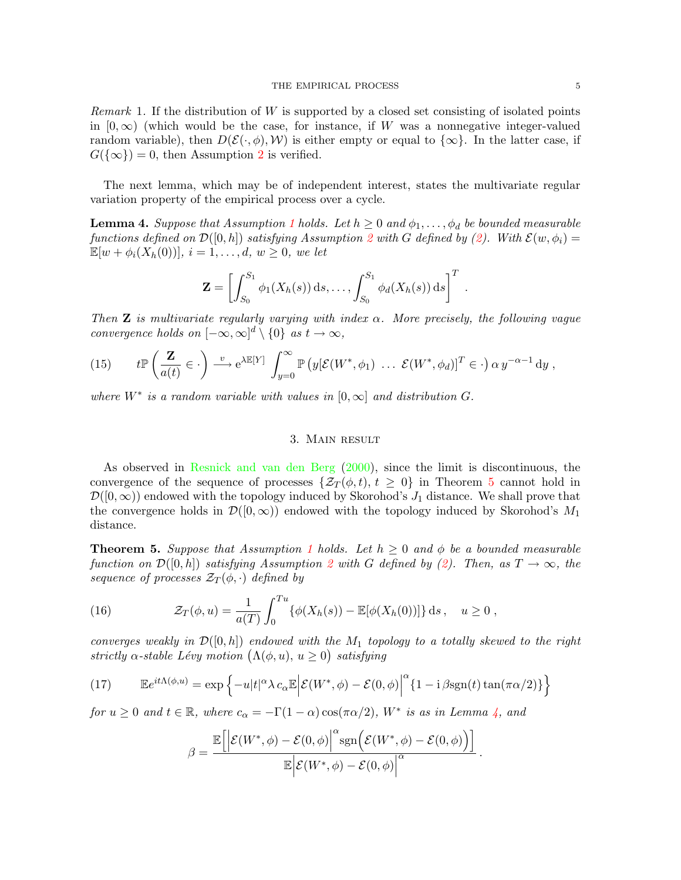*Remark* 1. If the distribution of $W$ is supported by a closed set consisting of isolated points in $[0,\infty)$ (which would be the case, for instance, if $W$ was a nonnegative integer-valued random variable), then $D(\mathcal{E}(\cdot,\phi),\mathcal{W})$ is either empty or equal to $\{\infty\}$. In the latter case, if $G(\{\infty\})=0$, then Assumption 2 is verified.

The next lemma, which may be of independent interest, states the multivariate regular variation property of the empirical process over a cycle.

**Lemma 4.** *Suppose that Assumption 1 holds. Let $h \geq 0$ and $\phi_1,\dots,\phi_d$ be bounded measurable functions defined on $\mathcal{D}([0,h])$ satisfying Assumption 2 with $G$ defined by (2). With $\mathcal{E}(w,\phi_i) = \mathbb{E}[w+\phi_i(X_h(0))]$, $i=1,\dots,d$, $w \geq 0$, we let*

$$\mathbf{Z} = \left[\int_{S_0}^{S_1} \phi_1(X_h(s))\,\mathrm{d}s, \dots, \int_{S_0}^{S_1} \phi_d(X_h(s))\,\mathrm{d}s\right]^T .$$

*Then $\mathbf{Z}$ is multivariate regularly varying with index $\alpha$. More precisely, the following vague convergence holds on $[-\infty,\infty]^d \setminus \{0\}$ as $t \to \infty$,*

$$t\mathbb{P}\left(\frac{\mathbf{Z}}{a(t)} \in \cdot\right) \xrightarrow{v} \mathrm{e}^{\lambda\mathbb{E}[Y]} \int_{y=0}^{\infty} \mathbb{P}\left(y[\mathcal{E}(W^*,\phi_1)\ \dots\ \mathcal{E}(W^*,\phi_d)]^T \in \cdot\right) \alpha\, y^{-\alpha-1}\,\mathrm{d}y\,, \tag{15}$$

*where $W^*$ is a random variable with values in $[0,\infty]$ and distribution $G$.*

## 3. Main result

As observed in Resnick and van den Berg (2000), since the limit is discontinuous, the convergence of the sequence of processes $\{\mathcal{Z}_T(\phi,t),\ t\geq 0\}$ in Theorem 5 cannot hold in $\mathcal{D}([0,\infty))$ endowed with the topology induced by Skorohod's $J_1$ distance. We shall prove that the convergence holds in $\mathcal{D}([0,\infty))$ endowed with the topology induced by Skorohod's $M_1$ distance.

**Theorem 5.** *Suppose that Assumption 1 holds. Let $h \geq 0$ and $\phi$ be a bounded measurable function on $\mathcal{D}([0,h])$ satisfying Assumption 2 with $G$ defined by (2). Then, as $T\to\infty$, the sequence of processes $\mathcal{Z}_T(\phi,\cdot)$ defined by*

$$\mathcal{Z}_T(\phi,u) = \frac{1}{a(T)} \int_0^{Tu} \{\phi(X_h(s)) - \mathbb{E}[\phi(X_h(0))]\}\,\mathrm{d}s\,, \quad u \geq 0\,, \tag{16}$$

*converges weakly in $\mathcal{D}([0,h])$ endowed with the $M_1$ topology to a totally skewed to the right strictly $\alpha$-stable Lévy motion $(\Lambda(\phi,u),\ u\geq 0)$ satisfying*

$$\mathbb{E}e^{it\Lambda(\phi,u)} = \exp\left\{-u|t|^\alpha \lambda\, c_\alpha \mathbb{E}\Big|\mathcal{E}(W^*,\phi) - \mathcal{E}(0,\phi)\Big|^\alpha \{1 - \mathrm{i}\,\beta\,\mathrm{sgn}(t)\tan(\pi\alpha/2)\}\right\} \tag{17}$$

*for $u \geq 0$ and $t\in\mathbb{R}$, where $c_\alpha = -\Gamma(1-\alpha)\cos(\pi\alpha/2)$, $W^*$ is as in Lemma 4, and*

$$\beta = \frac{\mathbb{E}\Big[\Big|\mathcal{E}(W^*,\phi) - \mathcal{E}(0,\phi)\Big|^\alpha \mathrm{sgn}\Big(\mathcal{E}(W^*,\phi) - \mathcal{E}(0,\phi)\Big)\Big]}{\mathbb{E}\Big|\mathcal{E}(W^*,\phi) - \mathcal{E}(0,\phi)\Big|^\alpha}\,.$$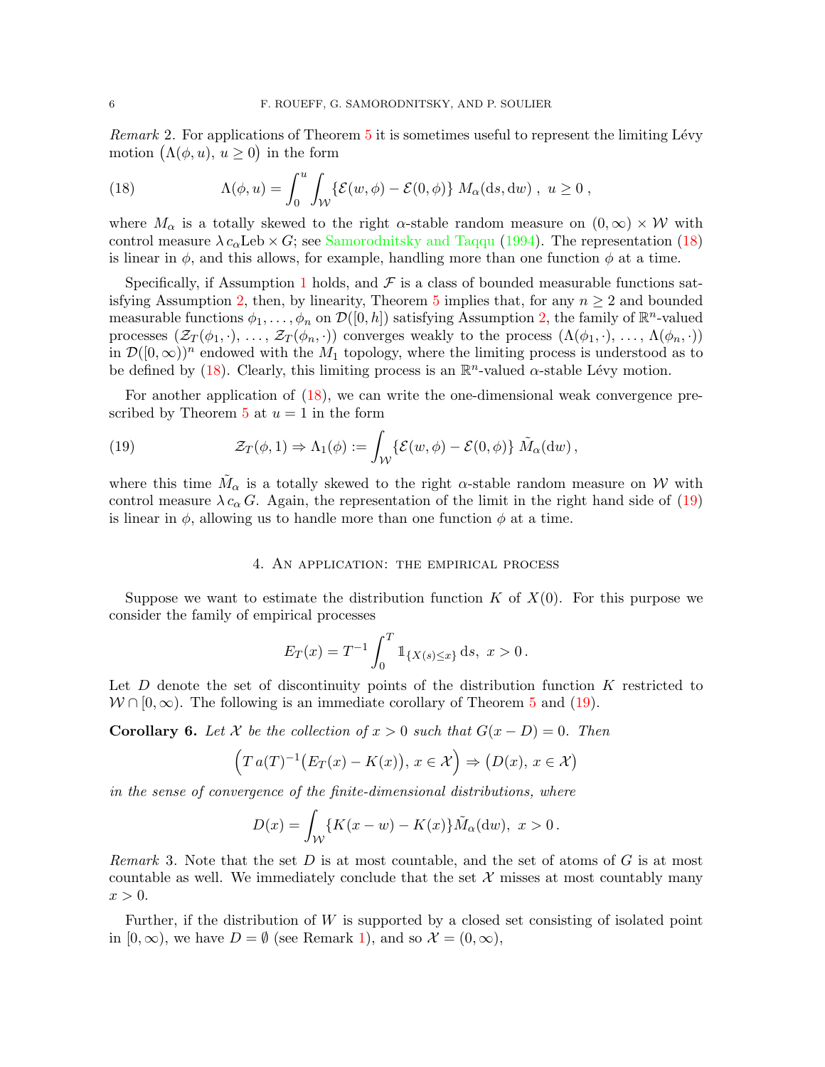*Remark* 2. For applications of Theorem 5 it is sometimes useful to represent the limiting Lévy motion $\big(\Lambda(\phi,u),\, u\ge 0\big)$ in the form

$$\Lambda(\phi,u)=\int_0^u\int_{\mathcal{W}}\{\mathcal{E}(w,\phi)-\mathcal{E}(0,\phi)\}\; M_\alpha(\mathrm{d}s,\mathrm{d}w)\;,\; u\ge 0\;, \tag{18}$$

where $M_\alpha$ is a totally skewed to the right $\alpha$-stable random measure on $(0,\infty)\times\mathcal{W}$ with control measure $\lambda\, c_\alpha \mathrm{Leb}\times G$; see Samorodnitsky and Taqqu (1994). The representation (18) is linear in $\phi$, and this allows, for example, handling more than one function $\phi$ at a time.

Specifically, if Assumption 1 holds, and $\mathcal{F}$ is a class of bounded measurable functions satisfying Assumption 2, then, by linearity, Theorem 5 implies that, for any $n\ge 2$ and bounded measurable functions $\phi_1,\ldots,\phi_n$ on $\mathcal{D}([0,h])$ satisfying Assumption 2, the family of $\mathbb{R}^n$-valued processes $(\mathcal{Z}_T(\phi_1,\cdot),\,\ldots,\,\mathcal{Z}_T(\phi_n,\cdot))$ converges weakly to the process $(\Lambda(\phi_1,\cdot),\,\ldots,\,\Lambda(\phi_n,\cdot))$ in $\mathcal{D}([0,\infty))^n$ endowed with the $M_1$ topology, where the limiting process is understood as to be defined by (18). Clearly, this limiting process is an $\mathbb{R}^n$-valued $\alpha$-stable Lévy motion.

For another application of (18), we can write the one-dimensional weak convergence prescribed by Theorem 5 at $u=1$ in the form

$$\mathcal{Z}_T(\phi,1)\Rightarrow \Lambda_1(\phi):=\int_{\mathcal{W}}\{\mathcal{E}(w,\phi)-\mathcal{E}(0,\phi)\}\;\tilde{M}_\alpha(\mathrm{d}w)\,, \tag{19}$$

where this time $\tilde{M}_\alpha$ is a totally skewed to the right $\alpha$-stable random measure on $\mathcal{W}$ with control measure $\lambda\, c_\alpha\, G$. Again, the representation of the limit in the right hand side of (19) is linear in $\phi$, allowing us to handle more than one function $\phi$ at a time.

## 4. An application: the empirical process

Suppose we want to estimate the distribution function $K$ of $X(0)$. For this purpose we consider the family of empirical processes

$$E_T(x)=T^{-1}\int_0^T \mathbb{1}_{\{X(s)\le x\}}\,\mathrm{d}s,\;\; x>0\,.$$

Let $D$ denote the set of discontinuity points of the distribution function $K$ restricted to $\mathcal{W}\cap[0,\infty)$. The following is an immediate corollary of Theorem 5 and (19).

**Corollary 6.** *Let $\mathcal{X}$ be the collection of $x>0$ such that $G(x-D)=0$. Then*

$$\Big(T\,a(T)^{-1}\big(E_T(x)-K(x)\big),\, x\in\mathcal{X}\Big)\Rightarrow \big(D(x),\, x\in\mathcal{X}\big)$$

*in the sense of convergence of the finite-dimensional distributions, where*

$$D(x)=\int_{\mathcal{W}}\{K(x-w)-K(x)\}\tilde{M}_\alpha(\mathrm{d}w),\;\; x>0\,.$$

*Remark* 3. Note that the set $D$ is at most countable, and the set of atoms of $G$ is at most countable as well. We immediately conclude that the set $\mathcal{X}$ misses at most countably many $x>0$.

Further, if the distribution of $W$ is supported by a closed set consisting of isolated point in $[0,\infty)$, we have $D=\emptyset$ (see Remark 1), and so $\mathcal{X}=(0,\infty)$,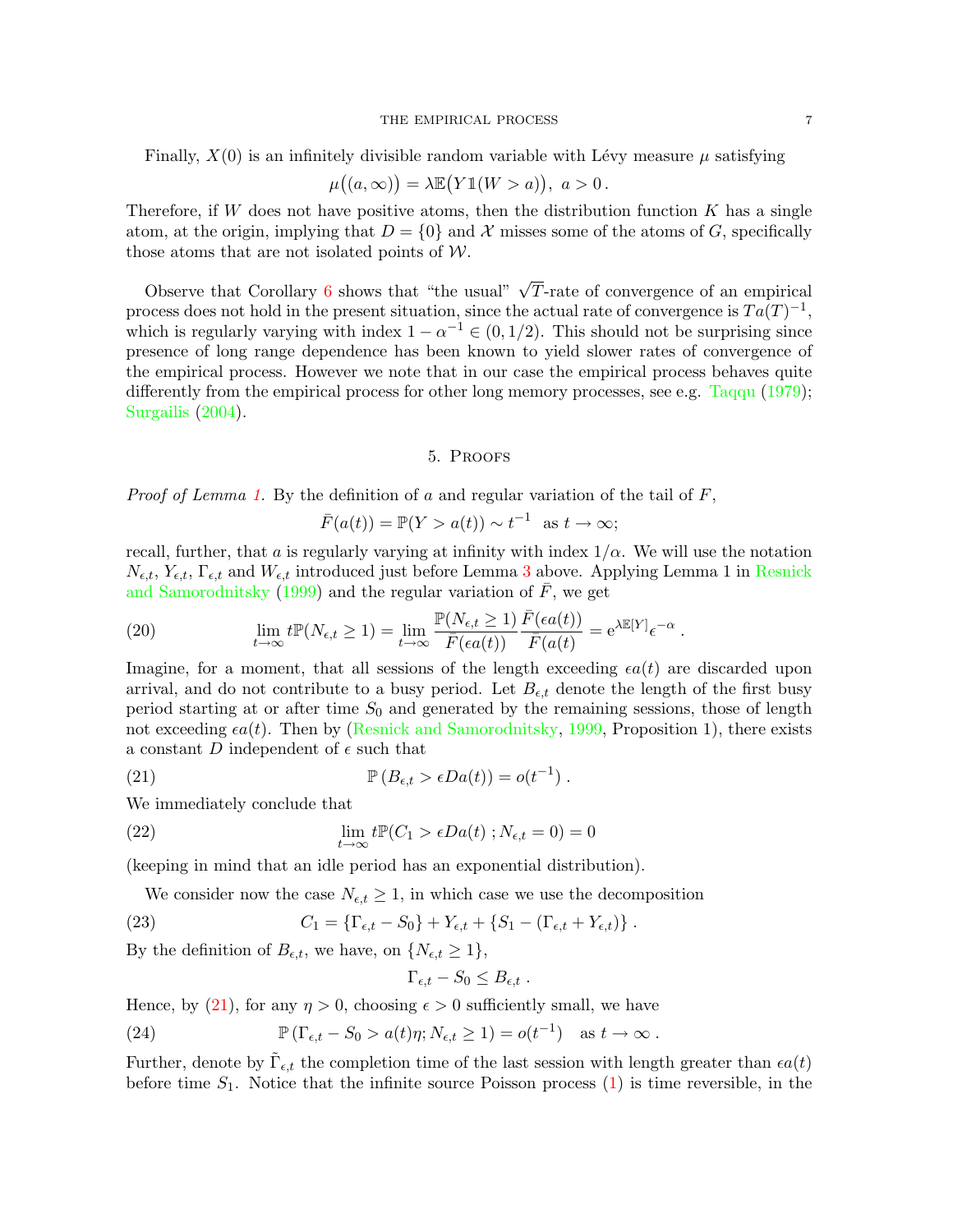Finally, $X(0)$ is an infinitely divisible random variable with Lévy measure $\mu$ satisfying

$$\mu\big((a,\infty)\big) = \lambda \mathbb{E}\big(Y \mathbb{1}(W > a)\big),\ a > 0\,.$$

Therefore, if $W$ does not have positive atoms, then the distribution function $K$ has a single atom, at the origin, implying that $D = \{0\}$ and $\mathcal{X}$ misses some of the atoms of $G$, specifically those atoms that are not isolated points of $\mathcal{W}$.

Observe that Corollary 6 shows that "the usual" $\sqrt{T}$-rate of convergence of an empirical process does not hold in the present situation, since the actual rate of convergence is $Ta(T)^{-1}$, which is regularly varying with index $1 - \alpha^{-1} \in (0, 1/2)$. This should not be surprising since presence of long range dependence has been known to yield slower rates of convergence of the empirical process. However we note that in our case the empirical process behaves quite differently from the empirical process for other long memory processes, see e.g. Taqqu (1979); Surgailis (2004).

## 5. Proofs

*Proof of Lemma 1.* By the definition of $a$ and regular variation of the tail of $F$,

$$\bar{F}(a(t)) = \mathbb{P}(Y > a(t)) \sim t^{-1} \ \text{ as } t \to \infty;$$

recall, further, that $a$ is regularly varying at infinity with index $1/\alpha$. We will use the notation $N_{\epsilon,t}$, $Y_{\epsilon,t}$, $\Gamma_{\epsilon,t}$ and $W_{\epsilon,t}$ introduced just before Lemma 3 above. Applying Lemma 1 in Resnick and Samorodnitsky (1999) and the regular variation of $\bar{F}$, we get

$$\lim_{t\to\infty} t\mathbb{P}(N_{\epsilon,t} \geq 1) = \lim_{t\to\infty} \frac{\mathbb{P}(N_{\epsilon,t} \geq 1)}{\bar{F}(\epsilon a(t))} \frac{\bar{F}(\epsilon a(t))}{\bar{F}(a(t))} = \mathrm{e}^{\lambda \mathbb{E}[Y]} \epsilon^{-\alpha}\,. \tag{20}$$

Imagine, for a moment, that all sessions of the length exceeding $\epsilon a(t)$ are discarded upon arrival, and do not contribute to a busy period. Let $B_{\epsilon,t}$ denote the length of the first busy period starting at or after time $S_0$ and generated by the remaining sessions, those of length not exceeding $\epsilon a(t)$. Then by (Resnick and Samorodnitsky, 1999, Proposition 1), there exists a constant $D$ independent of $\epsilon$ such that

$$\mathbb{P}\left(B_{\epsilon,t} > \epsilon D a(t)\right) = o(t^{-1})\,. \tag{21}$$

We immediately conclude that

$$\lim_{t\to\infty} t\mathbb{P}(C_1 > \epsilon D a(t)\,; N_{\epsilon,t} = 0) = 0 \tag{22}$$

(keeping in mind that an idle period has an exponential distribution).

We consider now the case $N_{\epsilon,t} \geq 1$, in which case we use the decomposition

$$C_1 = \{\Gamma_{\epsilon,t} - S_0\} + Y_{\epsilon,t} + \{S_1 - (\Gamma_{\epsilon,t} + Y_{\epsilon,t})\}\,. \tag{23}$$

By the definition of $B_{\epsilon,t}$, we have, on $\{N_{\epsilon,t} \geq 1\}$,

$$\Gamma_{\epsilon,t} - S_0 \leq B_{\epsilon,t}\,.$$

Hence, by (21), for any $\eta > 0$, choosing $\epsilon > 0$ sufficiently small, we have

$$\mathbb{P}\left(\Gamma_{\epsilon,t} - S_0 > a(t)\eta; N_{\epsilon,t} \geq 1\right) = o(t^{-1}) \quad \text{as } t \to \infty\,. \tag{24}$$

Further, denote by $\tilde{\Gamma}_{\epsilon,t}$ the completion time of the last session with length greater than $\epsilon a(t)$ before time $S_1$. Notice that the infinite source Poisson process (1) is time reversible, in the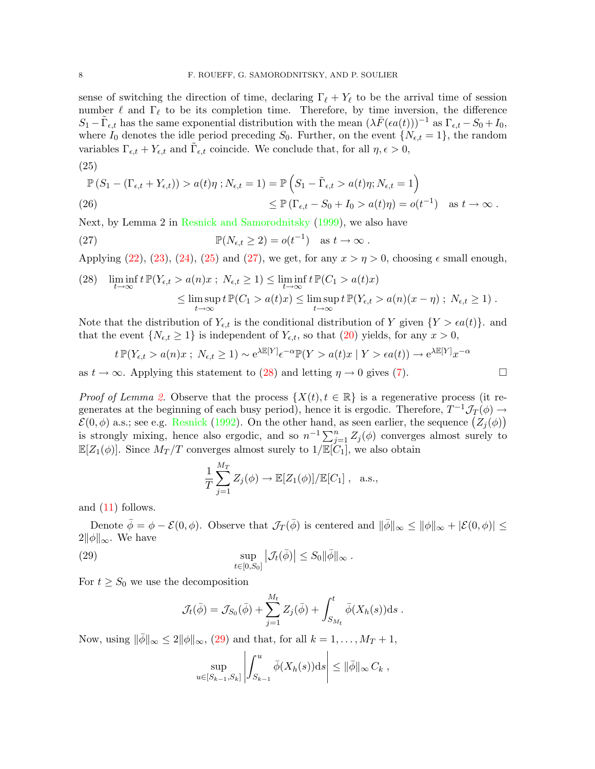sense of switching the direction of time, declaring $\Gamma_\ell + Y_\ell$ to be the arrival time of session number $\ell$ and $\Gamma_\ell$ to be its completion time. Therefore, by time inversion, the difference $S_1 - \tilde{\Gamma}_{\epsilon,t}$ has the same exponential distribution with the mean $(\lambda \bar{F}(\epsilon a(t)))^{-1}$ as $\Gamma_{\epsilon,t} - S_0 + I_0$, where $I_0$ denotes the idle period preceding $S_0$. Further, on the event $\{N_{\epsilon,t} = 1\}$, the random variables $\Gamma_{\epsilon,t} + Y_{\epsilon,t}$ and $\tilde{\Gamma}_{\epsilon,t}$ coincide. We conclude that, for all $\eta, \epsilon > 0$,

$$
\begin{aligned}
&\mathbb{P}\left(S_1 - (\Gamma_{\epsilon,t} + Y_{\epsilon,t})) > a(t)\eta \;; N_{\epsilon,t} = 1\right) = \mathbb{P}\left(S_1 - \tilde{\Gamma}_{\epsilon,t} > a(t)\eta; N_{\epsilon,t} = 1\right) &\quad (25)\\
&\qquad\qquad \le \mathbb{P}\left(\Gamma_{\epsilon,t} - S_0 + I_0 > a(t)\eta\right) = o(t^{-1}) \quad \text{as } t \to \infty \;. &\quad (26)
\end{aligned}
$$

Next, by Lemma 2 in Resnick and Samorodnitsky (1999), we also have

$$
\mathbb{P}(N_{\epsilon,t} \ge 2) = o(t^{-1}) \quad \text{as } t \to \infty \;. \tag{27}
$$

Applying (22), (23), (24), (25) and (27), we get, for any $x > \eta > 0$, choosing $\epsilon$ small enough,

$$
\begin{aligned}
\liminf_{t\to\infty} t\,\mathbb{P}(Y_{\epsilon,t} > a(n)x \;;\; N_{\epsilon,t} \ge 1) &\le \liminf_{t\to\infty} t\,\mathbb{P}(C_1 > a(t)x) \\
&\le \limsup_{t\to\infty} t\,\mathbb{P}(C_1 > a(t)x) \le \limsup_{t\to\infty} t\,\mathbb{P}(Y_{\epsilon,t} > a(n)(x-\eta) \;;\; N_{\epsilon,t} \ge 1) \;.
\end{aligned} \tag{28}
$$

Note that the distribution of $Y_{\epsilon,t}$ is the conditional distribution of $Y$ given $\{Y > \epsilon a(t)\}$. and that the event $\{N_{\epsilon,t} \ge 1\}$ is independent of $Y_{\epsilon,t}$, so that (20) yields, for any $x > 0$,

$$
t\,\mathbb{P}(Y_{\epsilon,t} > a(n)x \;;\; N_{\epsilon,t} \ge 1) \sim \mathrm{e}^{\lambda \mathbb{E}[Y]} \epsilon^{-\alpha} \mathbb{P}(Y > a(t)x \mid Y > \epsilon a(t)) \to \mathrm{e}^{\lambda \mathbb{E}[Y]} x^{-\alpha}
$$

as $t \to \infty$. Applying this statement to (28) and letting $\eta \to 0$ gives (7). $\square$

*Proof of Lemma 2.* Observe that the process $\{X(t), t \in \mathbb{R}\}$ is a regenerative process (it regenerates at the beginning of each busy period), hence it is ergodic. Therefore, $T^{-1}\mathcal{J}_T(\phi) \to \mathcal{E}(0,\phi)$ a.s.; see e.g. Resnick (1992). On the other hand, as seen earlier, the sequence $\left(Z_j(\phi)\right)$ is strongly mixing, hence also ergodic, and so $n^{-1}\sum_{j=1}^n Z_j(\phi)$ converges almost surely to $\mathbb{E}[Z_1(\phi)]$. Since $M_T/T$ converges almost surely to $1/\mathbb{E}[C_1]$, we also obtain

$$
\frac{1}{T}\sum_{j=1}^{M_T} Z_j(\phi) \to \mathbb{E}[Z_1(\phi)]/\mathbb{E}[C_1] \;, \quad \text{a.s.,}
$$

and (11) follows.

Denote $\bar{\phi} = \phi - \mathcal{E}(0,\phi)$. Observe that $\mathcal{J}_T(\bar{\phi})$ is centered and $\|\bar{\phi}\|_\infty \le \|\phi\|_\infty + |\mathcal{E}(0,\phi)| \le 2\|\phi\|_\infty$. We have

$$
\sup_{t\in[0,S_0]} \left|\mathcal{J}_t(\bar{\phi})\right| \le S_0 \|\bar{\phi}\|_\infty \;. \tag{29}
$$

For $t \ge S_0$ we use the decomposition

$$
\mathcal{J}_t(\bar{\phi}) = \mathcal{J}_{S_0}(\bar{\phi}) + \sum_{j=1}^{M_t} Z_j(\bar{\phi}) + \int_{S_{M_t}}^t \bar{\phi}(X_h(s))\mathrm{d}s \;.
$$

Now, using $\|\bar{\phi}\|_\infty \le 2\|\phi\|_\infty$, (29) and that, for all $k = 1, \ldots, M_T + 1$,

$$
\sup_{u\in[S_{k-1},S_k]} \left|\int_{S_{k-1}}^u \bar{\phi}(X_h(s))\mathrm{d}s\right| \le \|\bar{\phi}\|_\infty\, C_k \;,
$$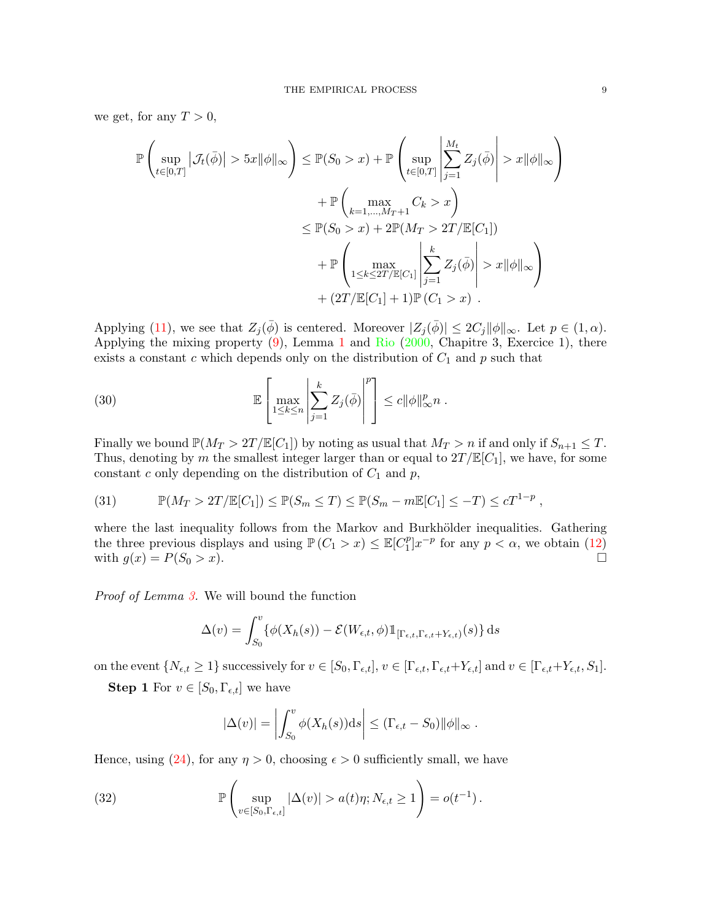we get, for any $T > 0$,

$$
\begin{aligned}
\mathbb{P}\left(\sup_{t\in[0,T]}\left|\mathcal{J}_t(\bar\phi)\right| > 5x\|\phi\|_\infty\right) &\le \mathbb{P}(S_0 > x) + \mathbb{P}\left(\sup_{t\in[0,T]}\left|\sum_{j=1}^{M_t} Z_j(\bar\phi)\right| > x\|\phi\|_\infty\right) \\
&\quad + \mathbb{P}\left(\max_{k=1,\dots,M_T+1} C_k > x\right) \\
&\le \mathbb{P}(S_0 > x) + 2\mathbb{P}(M_T > 2T/\mathbb{E}[C_1]) \\
&\quad + \mathbb{P}\left(\max_{1\le k\le 2T/\mathbb{E}[C_1]}\left|\sum_{j=1}^{k} Z_j(\bar\phi)\right| > x\|\phi\|_\infty\right) \\
&\quad + (2T/\mathbb{E}[C_1]+1)\mathbb{P}\left(C_1 > x\right) \ .
\end{aligned}
$$

Applying (11), we see that $Z_j(\bar\phi)$ is centered. Moreover $|Z_j(\bar\phi)| \le 2C_j\|\phi\|_\infty$. Let $p \in (1,\alpha)$. Applying the mixing property (9), Lemma 1 and Rio (2000, Chapitre 3, Exercice 1), there exists a constant $c$ which depends only on the distribution of $C_1$ and $p$ such that

$$
\mathbb{E}\left[\max_{1\le k\le n}\left|\sum_{j=1}^{k} Z_j(\bar\phi)\right|^p\right] \le c\|\phi\|_\infty^p n \ . \tag{30}
$$

Finally we bound $\mathbb{P}(M_T > 2T/\mathbb{E}[C_1])$ by noting as usual that $M_T > n$ if and only if $S_{n+1} \le T$. Thus, denoting by $m$ the smallest integer larger than or equal to $2T/\mathbb{E}[C_1]$, we have, for some constant $c$ only depending on the distribution of $C_1$ and $p$,

$$
\mathbb{P}(M_T > 2T/\mathbb{E}[C_1]) \le \mathbb{P}(S_m \le T) \le \mathbb{P}(S_m - m\mathbb{E}[C_1] \le -T) \le cT^{1-p} \ , \tag{31}
$$

where the last inequality follows from the Markov and Burkhölder inequalities. Gathering the three previous displays and using $\mathbb{P}\left(C_1 > x\right) \le \mathbb{E}[C_1^p]x^{-p}$ for any $p < \alpha$, we obtain (12) with $g(x) = P(S_0 > x)$. □

*Proof of Lemma 3.* We will bound the function

$$
\Delta(v) = \int_{S_0}^{v}\{\phi(X_h(s)) - \mathcal{E}(W_{\epsilon,t},\phi)\mathbb{1}_{[\Gamma_{\epsilon,t},\Gamma_{\epsilon,t}+Y_{\epsilon,t})}(s)\}\,\mathrm{d}s
$$

on the event $\{N_{\epsilon,t} \ge 1\}$ successively for $v \in [S_0,\Gamma_{\epsilon,t}]$, $v \in [\Gamma_{\epsilon,t},\Gamma_{\epsilon,t}+Y_{\epsilon,t}]$ and $v \in [\Gamma_{\epsilon,t}+Y_{\epsilon,t},S_1]$.

**Step 1** For $v \in [S_0,\Gamma_{\epsilon,t}]$ we have

$$
|\Delta(v)| = \left|\int_{S_0}^{v}\phi(X_h(s))\mathrm{d}s\right| \le (\Gamma_{\epsilon,t} - S_0)\|\phi\|_\infty \ .
$$

Hence, using (24), for any $\eta > 0$, choosing $\epsilon > 0$ sufficiently small, we have

$$
\mathbb{P}\left(\sup_{v\in[S_0,\Gamma_{\epsilon,t}]}|\Delta(v)| > a(t)\eta; N_{\epsilon,t} \ge 1\right) = o(t^{-1})\,. \tag{32}
$$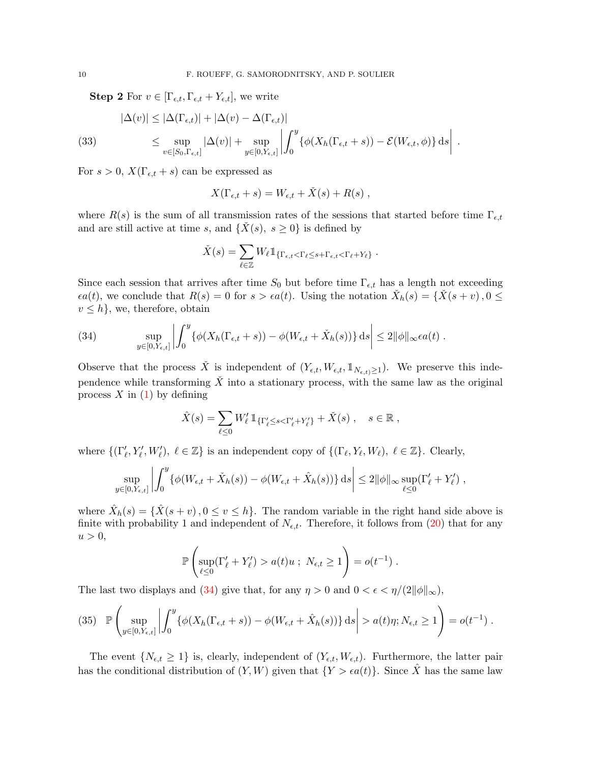**Step 2** For $v \in [\Gamma_{\epsilon,t}, \Gamma_{\epsilon,t} + Y_{\epsilon,t}]$, we write

$$
\begin{aligned}
|\Delta(v)| &\leq |\Delta(\Gamma_{\epsilon,t})| + |\Delta(v) - \Delta(\Gamma_{\epsilon,t})| \\
&\leq \sup_{v \in [S_0, \Gamma_{\epsilon,t}]} |\Delta(v)| + \sup_{y \in [0, Y_{\epsilon,t}]} \left| \int_0^y \{\phi(X_h(\Gamma_{\epsilon,t} + s)) - \mathcal{E}(W_{\epsilon,t}, \phi)\} \, \mathrm{d}s \right| . \qquad (33)
\end{aligned}
$$

For $s > 0$, $X(\Gamma_{\epsilon,t} + s)$ can be expressed as

$$
X(\Gamma_{\epsilon,t} + s) = W_{\epsilon,t} + \check{X}(s) + R(s) ,
$$

where $R(s)$ is the sum of all transmission rates of the sessions that started before time $\Gamma_{\epsilon,t}$ and are still active at time $s$, and $\{\check{X}(s),\ s \geq 0\}$ is defined by

$$
\check{X}(s) = \sum_{\ell \in \mathbb{Z}} W_\ell \mathbb{1}_{\{\Gamma_{\epsilon,t} < \Gamma_\ell \leq s + \Gamma_{\epsilon,t} < \Gamma_\ell + Y_\ell\}} .
$$

Since each session that arrives after time $S_0$ but before time $\Gamma_{\epsilon,t}$ has a length not exceeding $\epsilon a(t)$, we conclude that $R(s) = 0$ for $s > \epsilon a(t)$. Using the notation $\check{X}_h(s) = \{\check{X}(s+v)\,, 0 \leq v \leq h\}$, we, therefore, obtain

$$
\sup_{y \in [0, Y_{\epsilon,t}]} \left| \int_0^y \{\phi(X_h(\Gamma_{\epsilon,t} + s)) - \phi(W_{\epsilon,t} + \check{X}_h(s))\} \, \mathrm{d}s \right| \leq 2\|\phi\|_\infty \epsilon a(t) . \qquad (34)
$$

Observe that the process $\check{X}$ is independent of $(Y_{\epsilon,t}, W_{\epsilon,t}, \mathbb{1}_{N_{\epsilon,t)} \geq 1})$. We preserve this independence while transforming $\check{X}$ into a stationary process, with the same law as the original process $X$ in (1) by defining

$$
\hat{X}(s) = \sum_{\ell \leq 0} W'_\ell \mathbb{1}_{\{\Gamma'_\ell \leq s < \Gamma'_\ell + Y'_\ell\}} + \check{X}(s) , \quad s \in \mathbb{R} ,
$$

where $\{(\Gamma'_\ell, Y'_\ell, W'_\ell),\ \ell \in \mathbb{Z}\}$ is an independent copy of $\{(\Gamma_\ell, Y_\ell, W_\ell),\ \ell \in \mathbb{Z}\}$. Clearly,

$$
\sup_{y \in [0, Y_{\epsilon,t}]} \left| \int_0^y \{\phi(W_{\epsilon,t} + \check{X}_h(s)) - \phi(W_{\epsilon,t} + \hat{X}_h(s))\} \, \mathrm{d}s \right| \leq 2\|\phi\|_\infty \sup_{\ell \leq 0} (\Gamma'_\ell + Y'_\ell) ,
$$

where $\hat{X}_h(s) = \{\hat{X}(s+v)\,, 0 \leq v \leq h\}$. The random variable in the right hand side above is finite with probability 1 and independent of $N_{\epsilon,t}$. Therefore, it follows from (20) that for any $u > 0$,

$$
\mathbb{P}\left( \sup_{\ell \leq 0} (\Gamma'_\ell + Y'_\ell) > a(t)u \ ; \ N_{\epsilon,t} \geq 1 \right) = o(t^{-1}) .
$$

The last two displays and (34) give that, for any $\eta > 0$ and $0 < \epsilon < \eta/(2\|\phi\|_\infty)$,

$$
\mathbb{P}\left( \sup_{y \in [0, Y_{\epsilon,t}]} \left| \int_0^y \{\phi(X_h(\Gamma_{\epsilon,t} + s)) - \phi(W_{\epsilon,t} + \hat{X}_h(s))\} \, \mathrm{d}s \right| > a(t)\eta ; N_{\epsilon,t} \geq 1 \right) = o(t^{-1}) . \qquad (35)
$$

The event $\{N_{\epsilon,t} \geq 1\}$ is, clearly, independent of $(Y_{\epsilon,t}, W_{\epsilon,t})$. Furthermore, the latter pair has the conditional distribution of $(Y, W)$ given that $\{Y > \epsilon a(t)\}$. Since $\hat{X}$ has the same law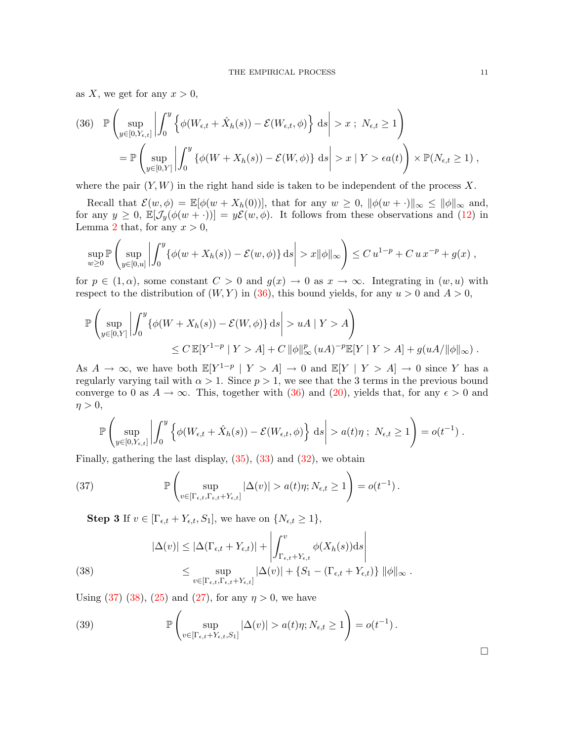as $X$, we get for any $x > 0$,

$$
\mathbb{P}\left(\sup_{y\in[0,Y_{\epsilon,t}]}\left|\int_0^y \left\{\phi(W_{\epsilon,t}+\hat{X}_h(s)) - \mathcal{E}(W_{\epsilon,t},\phi)\right\} \mathrm{d}s\right| > x \; ; \; N_{\epsilon,t}\geq 1\right)
$$
$$
= \mathbb{P}\left(\sup_{y\in[0,Y]}\left|\int_0^y \{\phi(W+X_h(s)) - \mathcal{E}(W,\phi)\} \,\mathrm{d}s\right| > x \mid Y > \epsilon a(t)\right) \times \mathbb{P}(N_{\epsilon,t}\geq 1) \;, \tag{36}
$$

where the pair $(Y, W)$ in the right hand side is taken to be independent of the process $X$.

Recall that $\mathcal{E}(w,\phi) = \mathbb{E}[\phi(w+X_h(0))]$, that for any $w \geq 0$, $\|\phi(w+\cdot)\|_\infty \leq \|\phi\|_\infty$ and, for any $y \geq 0$, $\mathbb{E}[\mathcal{J}_y(\phi(w+\cdot))] = y\mathcal{E}(w,\phi)$. It follows from these observations and (12) in Lemma 2 that, for any $x > 0$,

$$
\sup_{w\geq 0}\mathbb{P}\left(\sup_{y\in[0,u]}\left|\int_0^y \{\phi(w+X_h(s)) - \mathcal{E}(w,\phi)\}\,\mathrm{d}s\right| > x\|\phi\|_\infty\right) \leq C\,u^{1-p} + C\,u\,x^{-p} + g(x) \;,
$$

for $p \in (1,\alpha)$, some constant $C > 0$ and $g(x) \to 0$ as $x \to \infty$. Integrating in $(w,u)$ with respect to the distribution of $(W,Y)$ in (36), this bound yields, for any $u > 0$ and $A > 0$,

$$
\mathbb{P}\left(\sup_{y\in[0,Y]}\left|\int_0^y \{\phi(W+X_h(s)) - \mathcal{E}(W,\phi)\}\,\mathrm{d}s\right| > uA \mid Y > A\right)
$$
$$
\leq C\,\mathbb{E}[Y^{1-p} \mid Y > A] + C\,\|\phi\|_\infty^p\,(uA)^{-p}\mathbb{E}[Y \mid Y > A] + g(uA/\|\phi\|_\infty) \;.
$$

As $A \to \infty$, we have both $\mathbb{E}[Y^{1-p} \mid Y > A] \to 0$ and $\mathbb{E}[Y \mid Y > A] \to 0$ since $Y$ has a regularly varying tail with $\alpha > 1$. Since $p > 1$, we see that the 3 terms in the previous bound converge to 0 as $A \to \infty$. This, together with (36) and (20), yields that, for any $\epsilon > 0$ and $\eta > 0$,

$$
\mathbb{P}\left(\sup_{y\in[0,Y_{\epsilon,t}]}\left|\int_0^y \left\{\phi(W_{\epsilon,t}+\hat{X}_h(s)) - \mathcal{E}(W_{\epsilon,t},\phi)\right\} \mathrm{d}s\right| > a(t)\eta \; ; \; N_{\epsilon,t}\geq 1\right) = o(t^{-1}) \;.
$$

Finally, gathering the last display, (35), (33) and (32), we obtain

$$
\mathbb{P}\left(\sup_{v\in[\Gamma_{\epsilon,t},\Gamma_{\epsilon,t}+Y_{\epsilon,t}]}|\Delta(v)| > a(t)\eta; N_{\epsilon,t}\geq 1\right) = o(t^{-1})\,. \tag{37}
$$

**Step 3** If $v \in [\Gamma_{\epsilon,t}+Y_{\epsilon,t}, S_1]$, we have on $\{N_{\epsilon,t}\geq 1\}$,

$$
\begin{aligned}
|\Delta(v)| &\leq |\Delta(\Gamma_{\epsilon,t}+Y_{\epsilon,t})| + \left|\int_{\Gamma_{\epsilon,t}+Y_{\epsilon,t}}^v \phi(X_h(s))\mathrm{d}s\right| \\
&\leq \sup_{v\in[\Gamma_{\epsilon,t},\Gamma_{\epsilon,t}+Y_{\epsilon,t}]}|\Delta(v)| + \{S_1 - (\Gamma_{\epsilon,t}+Y_{\epsilon,t})\}\,\|\phi\|_\infty \;.
\end{aligned} \tag{38}
$$

Using (37) (38), (25) and (27), for any $\eta > 0$, we have

$$
\mathbb{P}\left(\sup_{v\in[\Gamma_{\epsilon,t}+Y_{\epsilon,t},S_1]}|\Delta(v)| > a(t)\eta; N_{\epsilon,t}\geq 1\right) = o(t^{-1})\,. \tag{39}
$$

□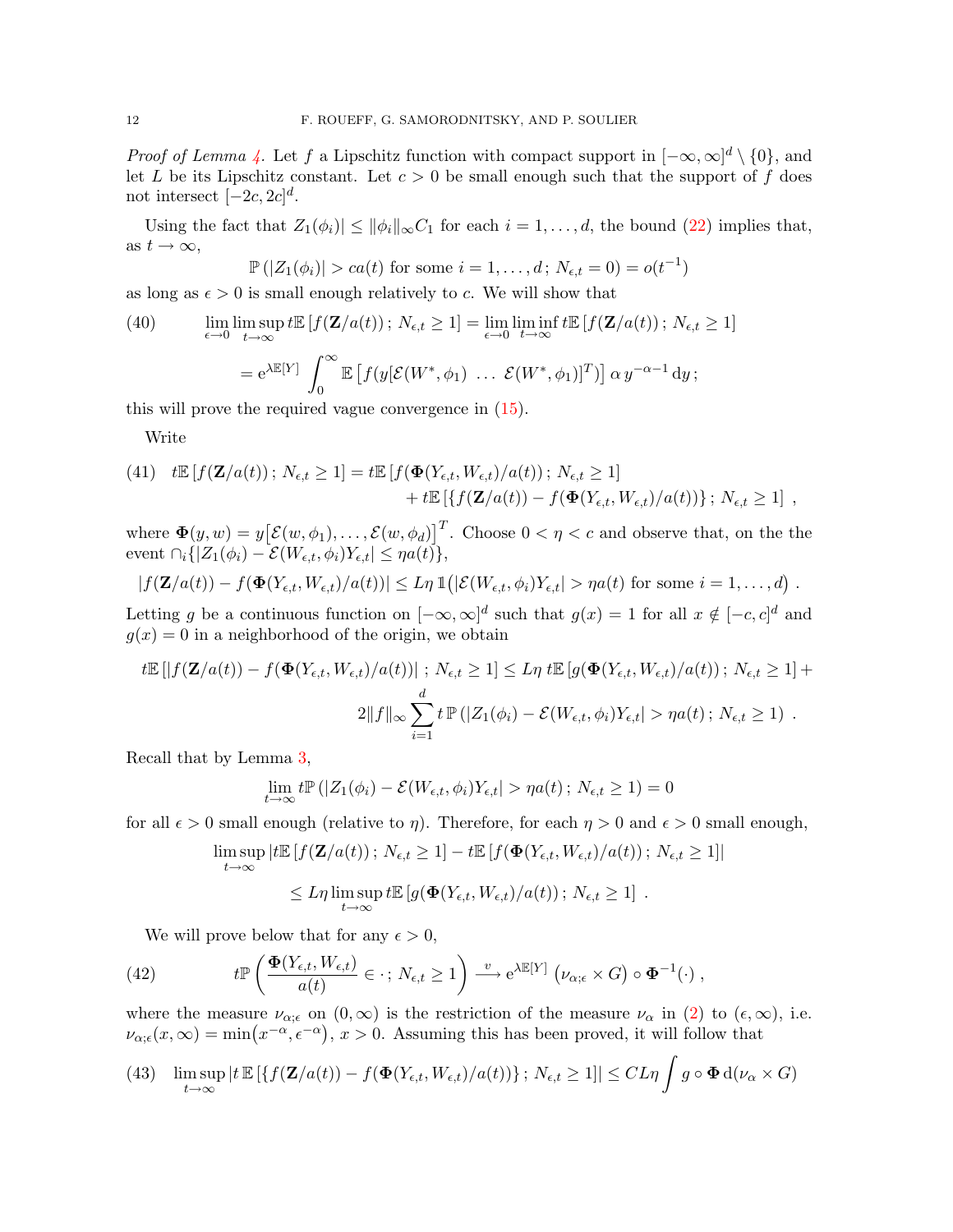*Proof of Lemma 4.* Let $f$ a Lipschitz function with compact support in $[-\infty,\infty]^d\setminus\{0\}$, and let $L$ be its Lipschitz constant. Let $c>0$ be small enough such that the support of $f$ does not intersect $[-2c,2c]^d$.

Using the fact that $Z_1(\phi_i)| \le \|\phi_i\|_\infty C_1$ for each $i=1,\dots,d$, the bound (22) implies that, as $t\to\infty$,

$$
\mathbb{P}\left(|Z_1(\phi_i)| > ca(t) \text{ for some } i=1,\dots,d\,;\, N_{\epsilon,t}=0\right) = o(t^{-1})
$$

as long as $\epsilon>0$ is small enough relatively to $c$. We will show that

$$
\begin{aligned}
(40)\qquad \lim_{\epsilon\to 0}\limsup_{t\to\infty} t\mathbb{E}\left[f(\mathbf{Z}/a(t))\,;\,N_{\epsilon,t}\ge 1\right] &= \lim_{\epsilon\to 0}\liminf_{t\to\infty} t\mathbb{E}\left[f(\mathbf{Z}/a(t))\,;\,N_{\epsilon,t}\ge 1\right] \\
&= \mathrm{e}^{\lambda\mathbb{E}[Y]}\int_0^\infty \mathbb{E}\left[f(y[\mathcal{E}(W^*,\phi_1)\ \dots\ \mathcal{E}(W^*,\phi_1)]^T)\right]\alpha\, y^{-\alpha-1}\,\mathrm{d}y\,;
\end{aligned}
$$

this will prove the required vague convergence in (15).

Write

$$
\begin{aligned}
(41)\quad t\mathbb{E}\left[f(\mathbf{Z}/a(t))\,;\,N_{\epsilon,t}\ge 1\right] &= t\mathbb{E}\left[f(\mathbf{\Phi}(Y_{\epsilon,t},W_{\epsilon,t})/a(t))\,;\,N_{\epsilon,t}\ge 1\right] \\
&\quad + t\mathbb{E}\left[\{f(\mathbf{Z}/a(t)) - f(\mathbf{\Phi}(Y_{\epsilon,t},W_{\epsilon,t})/a(t))\}\,;\,N_{\epsilon,t}\ge 1\right]\ ,
\end{aligned}
$$

where $\mathbf{\Phi}(y,w) = y\big[\mathcal{E}(w,\phi_1),\dots,\mathcal{E}(w,\phi_d)\big]^T$. Choose $0<\eta<c$ and observe that, on the the event $\cap_i\{|Z_1(\phi_i)-\mathcal{E}(W_{\epsilon,t},\phi_i)Y_{\epsilon,t}|\le \eta a(t)\}$,

$$
|f(\mathbf{Z}/a(t)) - f(\mathbf{\Phi}(Y_{\epsilon,t},W_{\epsilon,t})/a(t))| \le L\eta\,\mathbb{1}\big(|\mathcal{E}(W_{\epsilon,t},\phi_i)Y_{\epsilon,t}|>\eta a(t) \text{ for some } i=1,\dots,d\big)\ .
$$

Letting $g$ be a continuous function on $[-\infty,\infty]^d$ such that $g(x)=1$ for all $x\notin[-c,c]^d$ and $g(x)=0$ in a neighborhood of the origin, we obtain

$$
\begin{aligned}
t\mathbb{E}\left[|f(\mathbf{Z}/a(t)) - f(\mathbf{\Phi}(Y_{\epsilon,t},W_{\epsilon,t})/a(t))|\,;\,N_{\epsilon,t}\ge 1\right] &\le L\eta\, t\mathbb{E}\left[g(\mathbf{\Phi}(Y_{\epsilon,t},W_{\epsilon,t})/a(t))\,;\,N_{\epsilon,t}\ge 1\right] + \\
&\quad 2\|f\|_\infty\sum_{i=1}^d t\,\mathbb{P}\left(|Z_1(\phi_i)-\mathcal{E}(W_{\epsilon,t},\phi_i)Y_{\epsilon,t}|>\eta a(t)\,;\,N_{\epsilon,t}\ge 1\right)\ .
\end{aligned}
$$

Recall that by Lemma 3,

$$
\lim_{t\to\infty} t\mathbb{P}\left(|Z_1(\phi_i)-\mathcal{E}(W_{\epsilon,t},\phi_i)Y_{\epsilon,t}|>\eta a(t)\,;\,N_{\epsilon,t}\ge 1\right) = 0
$$

for all $\epsilon>0$ small enough (relative to $\eta$). Therefore, for each $\eta>0$ and $\epsilon>0$ small enough,

$$
\begin{aligned}
&\limsup_{t\to\infty}\left|t\mathbb{E}\left[f(\mathbf{Z}/a(t))\,;\,N_{\epsilon,t}\ge 1\right] - t\mathbb{E}\left[f(\mathbf{\Phi}(Y_{\epsilon,t},W_{\epsilon,t})/a(t))\,;\,N_{\epsilon,t}\ge 1\right]\right| \\
&\qquad \le L\eta\limsup_{t\to\infty} t\mathbb{E}\left[g(\mathbf{\Phi}(Y_{\epsilon,t},W_{\epsilon,t})/a(t))\,;\,N_{\epsilon,t}\ge 1\right]\ .
\end{aligned}
$$

We will prove below that for any $\epsilon>0$,

$$
(42)\qquad t\mathbb{P}\left(\frac{\mathbf{\Phi}(Y_{\epsilon,t},W_{\epsilon,t})}{a(t)}\in\cdot\,;\,N_{\epsilon,t}\ge 1\right)\stackrel{v}{\longrightarrow}\mathrm{e}^{\lambda\mathbb{E}[Y]}\left(\nu_{\alpha;\epsilon}\times G\right)\circ\mathbf{\Phi}^{-1}(\cdot)\ ,
$$

where the measure $\nu_{\alpha;\epsilon}$ on $(0,\infty)$ is the restriction of the measure $\nu_\alpha$ in (2) to $(\epsilon,\infty)$, i.e. $\nu_{\alpha;\epsilon}(x,\infty)=\min\big(x^{-\alpha},\epsilon^{-\alpha}\big)$, $x>0$. Assuming this has been proved, it will follow that

$$
(43)\quad \limsup_{t\to\infty}\left|t\,\mathbb{E}\left[\{f(\mathbf{Z}/a(t)) - f(\mathbf{\Phi}(Y_{\epsilon,t},W_{\epsilon,t})/a(t))\}\,;\,N_{\epsilon,t}\ge 1\right]\right| \le CL\eta\int g\circ\mathbf{\Phi}\,\mathrm{d}(\nu_\alpha\times G)
$$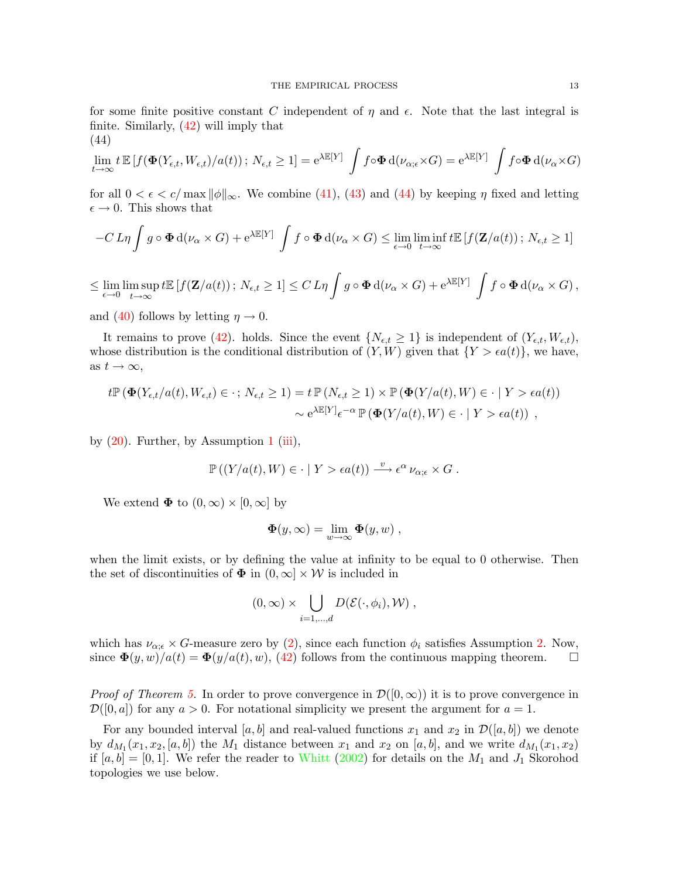for some finite positive constant $C$ independent of $\eta$ and $\epsilon$. Note that the last integral is finite. Similarly, (42) will imply that

(44)

$$\lim_{t\to\infty} t\,\mathbb{E}\left[f(\mathbf{\Phi}(Y_{\epsilon,t},W_{\epsilon,t})/a(t))\,;\,N_{\epsilon,t}\geq 1\right] = \mathrm{e}^{\lambda\mathbb{E}[Y]}\int f\circ\mathbf{\Phi}\,\mathrm{d}(\nu_{\alpha;\epsilon}\times G) = \mathrm{e}^{\lambda\mathbb{E}[Y]}\int f\circ\mathbf{\Phi}\,\mathrm{d}(\nu_{\alpha}\times G)$$

for all $0<\epsilon<c/\max\|\phi\|_\infty$. We combine (41), (43) and (44) by keeping $\eta$ fixed and letting $\epsilon\to 0$. This shows that

$$-C\,L\eta\int g\circ\mathbf{\Phi}\,\mathrm{d}(\nu_\alpha\times G)+\mathrm{e}^{\lambda\mathbb{E}[Y]}\int f\circ\mathbf{\Phi}\,\mathrm{d}(\nu_\alpha\times G)\leq\lim_{\epsilon\to 0}\liminf_{t\to\infty}t\mathbb{E}\left[f(\mathbf{Z}/a(t))\,;\,N_{\epsilon,t}\geq 1\right]$$

$$\leq\lim_{\epsilon\to 0}\limsup_{t\to\infty}t\mathbb{E}\left[f(\mathbf{Z}/a(t))\,;\,N_{\epsilon,t}\geq 1\right]\leq C\,L\eta\int g\circ\mathbf{\Phi}\,\mathrm{d}(\nu_\alpha\times G)+\mathrm{e}^{\lambda\mathbb{E}[Y]}\int f\circ\mathbf{\Phi}\,\mathrm{d}(\nu_\alpha\times G)\,,$$

and (40) follows by letting $\eta\to 0$.

It remains to prove (42). holds. Since the event $\{N_{\epsilon,t}\geq 1\}$ is independent of $(Y_{\epsilon,t},W_{\epsilon,t})$, whose distribution is the conditional distribution of $(Y,W)$ given that $\{Y>\epsilon a(t)\}$, we have, as $t\to\infty$,

$$\begin{aligned}t\mathbb{P}\left(\mathbf{\Phi}(Y_{\epsilon,t}/a(t),W_{\epsilon,t})\in\cdot\,;\,N_{\epsilon,t}\geq 1\right) &= t\,\mathbb{P}\left(N_{\epsilon,t}\geq 1\right)\times\mathbb{P}\left(\mathbf{\Phi}(Y/a(t),W)\in\cdot\mid Y>\epsilon a(t)\right)\\ &\sim \mathrm{e}^{\lambda\mathbb{E}[Y]}\epsilon^{-\alpha}\,\mathbb{P}\left(\mathbf{\Phi}(Y/a(t),W)\in\cdot\mid Y>\epsilon a(t)\right)\,,\end{aligned}$$

by (20). Further, by Assumption 1 (iii),

$$\mathbb{P}\left((Y/a(t),W)\in\cdot\mid Y>\epsilon a(t)\right)\xrightarrow{v}\epsilon^\alpha\,\nu_{\alpha;\epsilon}\times G\,.$$

We extend $\mathbf{\Phi}$ to $(0,\infty)\times[0,\infty]$ by

$$\mathbf{\Phi}(y,\infty)=\lim_{w\to\infty}\mathbf{\Phi}(y,w)\,,$$

when the limit exists, or by defining the value at infinity to be equal to 0 otherwise. Then the set of discontinuities of $\mathbf{\Phi}$ in $(0,\infty]\times\mathcal{W}$ is included in

$$(0,\infty)\times\bigcup_{i=1,\dots,d}D(\mathcal{E}(\cdot,\phi_i),\mathcal{W})\,,$$

which has $\nu_{\alpha;\epsilon}\times G$-measure zero by (2), since each function $\phi_i$ satisfies Assumption 2. Now, since $\mathbf{\Phi}(y,w)/a(t)=\mathbf{\Phi}(y/a(t),w)$, (42) follows from the continuous mapping theorem. $\square$

*Proof of Theorem 5.* In order to prove convergence in $\mathcal{D}([0,\infty))$ it is to prove convergence in $\mathcal{D}([0,a])$ for any $a>0$. For notational simplicity we present the argument for $a=1$.

For any bounded interval $[a,b]$ and real-valued functions $x_1$ and $x_2$ in $\mathcal{D}([a,b])$ we denote by $d_{M_1}(x_1,x_2,[a,b])$ the $M_1$ distance between $x_1$ and $x_2$ on $[a,b]$, and we write $d_{M_1}(x_1,x_2)$ if $[a,b]=[0,1]$. We refer the reader to Whitt (2002) for details on the $M_1$ and $J_1$ Skorohod topologies we use below.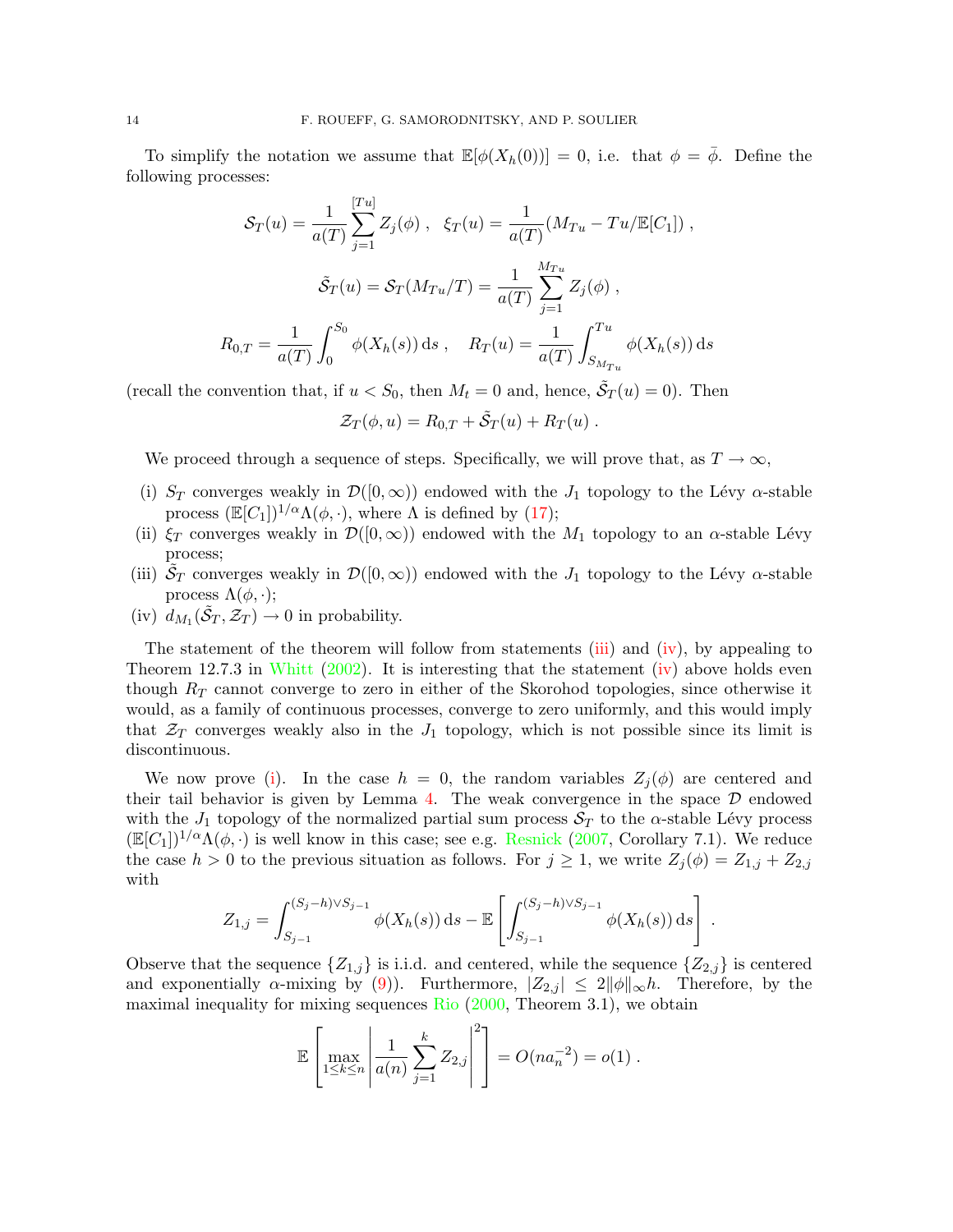To simplify the notation we assume that $\mathbb{E}[\phi(X_h(0))] = 0$, i.e. that $\phi = \bar{\phi}$. Define the following processes:

$$
\mathcal{S}_T(u) = \frac{1}{a(T)} \sum_{j=1}^{[Tu]} Z_j(\phi) \;, \quad \xi_T(u) = \frac{1}{a(T)} (M_{Tu} - Tu/\mathbb{E}[C_1]) \;,
$$

$$
\tilde{\mathcal{S}}_T(u) = \mathcal{S}_T(M_{Tu}/T) = \frac{1}{a(T)} \sum_{j=1}^{M_{Tu}} Z_j(\phi) \;,
$$

$$
R_{0,T} = \frac{1}{a(T)} \int_0^{S_0} \phi(X_h(s))\,\mathrm{d}s \;, \quad R_T(u) = \frac{1}{a(T)} \int_{S_{M_{Tu}}}^{Tu} \phi(X_h(s))\,\mathrm{d}s
$$

(recall the convention that, if $u < S_0$, then $M_t = 0$ and, hence, $\tilde{\mathcal{S}}_T(u) = 0$). Then

$$
\mathcal{Z}_T(\phi, u) = R_{0,T} + \tilde{\mathcal{S}}_T(u) + R_T(u) \;.
$$

We proceed through a sequence of steps. Specifically, we will prove that, as $T \to \infty$,

(i) $S_T$ converges weakly in $\mathcal{D}([0,\infty))$ endowed with the $J_1$ topology to the Lévy $\alpha$-stable process $(\mathbb{E}[C_1])^{1/\alpha}\Lambda(\phi,\cdot)$, where $\Lambda$ is defined by (17);

(ii) $\xi_T$ converges weakly in $\mathcal{D}([0,\infty))$ endowed with the $M_1$ topology to an $\alpha$-stable Lévy process;

(iii) $\tilde{\mathcal{S}}_T$ converges weakly in $\mathcal{D}([0,\infty))$ endowed with the $J_1$ topology to the Lévy $\alpha$-stable process $\Lambda(\phi,\cdot)$;

(iv) $d_{M_1}(\tilde{\mathcal{S}}_T, \mathcal{Z}_T) \to 0$ in probability.

The statement of the theorem will follow from statements (iii) and (iv), by appealing to Theorem 12.7.3 in Whitt (2002). It is interesting that the statement (iv) above holds even though $R_T$ cannot converge to zero in either of the Skorohod topologies, since otherwise it would, as a family of continuous processes, converge to zero uniformly, and this would imply that $\mathcal{Z}_T$ converges weakly also in the $J_1$ topology, which is not possible since its limit is discontinuous.

We now prove (i). In the case $h = 0$, the random variables $Z_j(\phi)$ are centered and their tail behavior is given by Lemma 4. The weak convergence in the space $\mathcal{D}$ endowed with the $J_1$ topology of the normalized partial sum process $\mathcal{S}_T$ to the $\alpha$-stable Lévy process $(\mathbb{E}[C_1])^{1/\alpha}\Lambda(\phi,\cdot)$ is well know in this case; see e.g. Resnick (2007, Corollary 7.1). We reduce the case $h > 0$ to the previous situation as follows. For $j \geq 1$, we write $Z_j(\phi) = Z_{1,j} + Z_{2,j}$ with

$$
Z_{1,j} = \int_{S_{j-1}}^{(S_j - h)\vee S_{j-1}} \phi(X_h(s))\,\mathrm{d}s - \mathbb{E}\left[\int_{S_{j-1}}^{(S_j - h)\vee S_{j-1}} \phi(X_h(s))\,\mathrm{d}s\right] \;.
$$

Observe that the sequence $\{Z_{1,j}\}$ is i.i.d. and centered, while the sequence $\{Z_{2,j}\}$ is centered and exponentially $\alpha$-mixing by (9)). Furthermore, $|Z_{2,j}| \leq 2\|\phi\|_\infty h$. Therefore, by the maximal inequality for mixing sequences Rio (2000, Theorem 3.1), we obtain

$$
\mathbb{E}\left[\max_{1\leq k\leq n} \left|\frac{1}{a(n)} \sum_{j=1}^{k} Z_{2,j}\right|^2\right] = O(na_n^{-2}) = o(1) \;.
$$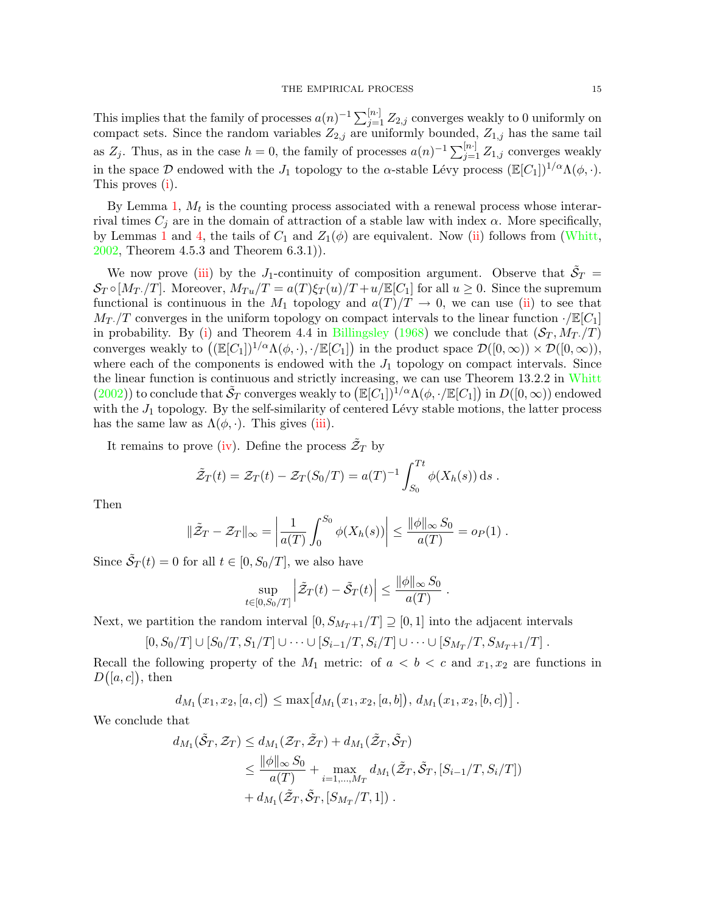This implies that the family of processes $a(n)^{-1}\sum_{j=1}^{[n\cdot]} Z_{2,j}$ converges weakly to 0 uniformly on compact sets. Since the random variables $Z_{2,j}$ are uniformly bounded, $Z_{1,j}$ has the same tail as $Z_j$. Thus, as in the case $h=0$, the family of processes $a(n)^{-1}\sum_{j=1}^{[n\cdot]} Z_{1,j}$ converges weakly in the space $\mathcal{D}$ endowed with the $J_1$ topology to the $\alpha$-stable Lévy process $(\mathbb{E}[C_1])^{1/\alpha}\Lambda(\phi,\cdot)$. This proves (i).

By Lemma 1, $M_t$ is the counting process associated with a renewal process whose interarrival times $C_j$ are in the domain of attraction of a stable law with index $\alpha$. More specifically, by Lemmas 1 and 4, the tails of $C_1$ and $Z_1(\phi)$ are equivalent. Now (ii) follows from (Whitt, 2002, Theorem 4.5.3 and Theorem 6.3.1)).

We now prove (iii) by the $J_1$-continuity of composition argument. Observe that $\tilde{\mathcal{S}}_T = \mathcal{S}_T \circ [M_{T\cdot}/T]$. Moreover, $M_{Tu}/T = a(T)\xi_T(u)/T + u/\mathbb{E}[C_1]$ for all $u \geq 0$. Since the supremum functional is continuous in the $M_1$ topology and $a(T)/T \to 0$, we can use (ii) to see that $M_{T\cdot}/T$ converges in the uniform topology on compact intervals to the linear function $\cdot/\mathbb{E}[C_1]$ in probability. By (i) and Theorem 4.4 in Billingsley (1968) we conclude that $(\mathcal{S}_T, M_{T\cdot}/T)$ converges weakly to $\big((\mathbb{E}[C_1])^{1/\alpha}\Lambda(\phi,\cdot), \cdot/\mathbb{E}[C_1]\big)$ in the product space $\mathcal{D}([0,\infty)) \times \mathcal{D}([0,\infty))$, where each of the components is endowed with the $J_1$ topology on compact intervals. Since the linear function is continuous and strictly increasing, we can use Theorem 13.2.2 in Whitt (2002)) to conclude that $\tilde{\mathcal{S}}_T$ converges weakly to $\big(\mathbb{E}[C_1]\big)^{1/\alpha}\Lambda(\phi,\cdot/\mathbb{E}[C_1]\big)$ in $D([0,\infty))$ endowed with the $J_1$ topology. By the self-similarity of centered Lévy stable motions, the latter process has the same law as $\Lambda(\phi,\cdot)$. This gives (iii).

It remains to prove (iv). Define the process $\tilde{\mathcal{Z}}_T$ by

$$
\tilde{\mathcal{Z}}_T(t) = \mathcal{Z}_T(t) - \mathcal{Z}_T(S_0/T) = a(T)^{-1}\int_{S_0}^{Tt} \phi(X_h(s))\,\mathrm{d}s \; .
$$

Then

$$
\|\tilde{\mathcal{Z}}_T - \mathcal{Z}_T\|_\infty = \left|\frac{1}{a(T)}\int_0^{S_0}\phi(X_h(s))\right| \leq \frac{\|\phi\|_\infty\, S_0}{a(T)} = o_P(1) \; .
$$

Since $\tilde{\mathcal{S}}_T(t) = 0$ for all $t \in [0, S_0/T]$, we also have

$$
\sup_{t\in[0,S_0/T]}\left|\tilde{\mathcal{Z}}_T(t) - \tilde{\mathcal{S}}_T(t)\right| \leq \frac{\|\phi\|_\infty\, S_0}{a(T)} \; .
$$

Next, we partition the random interval $[0, S_{M_T+1}/T] \supseteq [0,1]$ into the adjacent intervals

$$
[0,S_0/T] \cup [S_0/T, S_1/T] \cup \cdots \cup [S_{i-1}/T, S_i/T] \cup \cdots \cup [S_{M_T}/T, S_{M_T+1}/T] \; .
$$

Recall the following property of the $M_1$ metric: of $a<b<c$ and $x_1,x_2$ are functions in $D\big([a,c]\big)$, then

$$
d_{M_1}\big(x_1,x_2,[a,c]\big) \leq \max\big[d_{M_1}\big(x_1,x_2,[a,b]\big),\, d_{M_1}\big(x_1,x_2,[b,c]\big)\big] \; .
$$

We conclude that

$$
\begin{aligned}
d_{M_1}(\tilde{\mathcal{S}}_T, \mathcal{Z}_T) &\leq d_{M_1}(\mathcal{Z}_T, \tilde{\mathcal{Z}}_T) + d_{M_1}(\tilde{\mathcal{Z}}_T, \tilde{\mathcal{S}}_T) \\
&\leq \frac{\|\phi\|_\infty\, S_0}{a(T)} + \max_{i=1,\ldots,M_T} d_{M_1}(\tilde{\mathcal{Z}}_T, \tilde{\mathcal{S}}_T, [S_{i-1}/T, S_i/T]) \\
&\quad + d_{M_1}(\tilde{\mathcal{Z}}_T, \tilde{\mathcal{S}}_T, [S_{M_T}/T, 1]) \; .
\end{aligned}
$$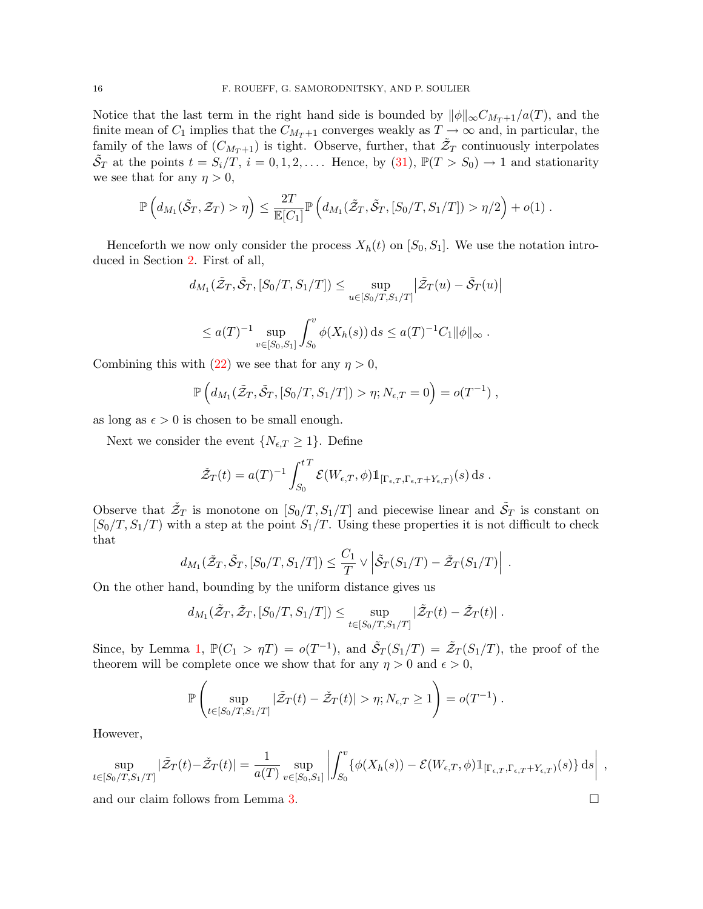Notice that the last term in the right hand side is bounded by $\|\phi\|_\infty C_{M_T+1}/a(T)$, and the finite mean of $C_1$ implies that the $C_{M_T+1}$ converges weakly as $T \to \infty$ and, in particular, the family of the laws of $(C_{M_T+1})$ is tight. Observe, further, that $\tilde{\mathcal{Z}}_T$ continuously interpolates $\tilde{\mathcal{S}}_T$ at the points $t = S_i/T$, $i = 0, 1, 2, \ldots$. Hence, by (31), $\mathbb{P}(T > S_0) \to 1$ and stationarity we see that for any $\eta > 0$,

$$
\mathbb{P}\left(d_{M_1}(\tilde{\mathcal{S}}_T, \mathcal{Z}_T) > \eta\right) \leq \frac{2T}{\mathbb{E}[C_1]} \mathbb{P}\left(d_{M_1}(\tilde{\mathcal{Z}}_T, \tilde{\mathcal{S}}_T, [S_0/T, S_1/T]) > \eta/2\right) + o(1) \; .
$$

Henceforth we now only consider the process $X_h(t)$ on $[S_0, S_1]$. We use the notation introduced in Section 2. First of all,

$$
d_{M_1}(\tilde{\mathcal{Z}}_T, \tilde{\mathcal{S}}_T, [S_0/T, S_1/T]) \leq \sup_{u \in [S_0/T, S_1/T]} \left|\tilde{\mathcal{Z}}_T(u) - \tilde{\mathcal{S}}_T(u)\right|
$$

$$
\leq a(T)^{-1} \sup_{v \in [S_0, S_1]} \int_{S_0}^{v} \phi(X_h(s)) \, \mathrm{d}s \leq a(T)^{-1} C_1 \|\phi\|_\infty \; .
$$

Combining this with (22) we see that for any $\eta > 0$,

$$
\mathbb{P}\left(d_{M_1}(\tilde{\mathcal{Z}}_T, \tilde{\mathcal{S}}_T, [S_0/T, S_1/T]) > \eta; N_{\epsilon,T} = 0\right) = o(T^{-1}) \; ,
$$

as long as $\epsilon > 0$ is chosen to be small enough.

Next we consider the event $\{N_{\epsilon,T} \geq 1\}$. Define

$$
\check{\mathcal{Z}}_T(t) = a(T)^{-1} \int_{S_0}^{tT} \mathcal{E}(W_{\epsilon,T}, \phi) \mathbb{1}_{[\Gamma_{\epsilon,T}, \Gamma_{\epsilon,T} + Y_{\epsilon,T})}(s) \, \mathrm{d}s \; .
$$

Observe that $\check{\mathcal{Z}}_T$ is monotone on $[S_0/T, S_1/T]$ and piecewise linear and $\tilde{\mathcal{S}}_T$ is constant on $[S_0/T, S_1/T)$ with a step at the point $S_1/T$. Using these properties it is not difficult to check that

$$
d_{M_1}(\check{\mathcal{Z}}_T, \tilde{\mathcal{S}}_T, [S_0/T, S_1/T]) \leq \frac{C_1}{T} \vee \left|\tilde{\mathcal{S}}_T(S_1/T) - \check{\mathcal{Z}}_T(S_1/T)\right| \; .
$$

On the other hand, bounding by the uniform distance gives us

$$
d_{M_1}(\tilde{\mathcal{Z}}_T, \check{\mathcal{Z}}_T, [S_0/T, S_1/T]) \leq \sup_{t \in [S_0/T, S_1/T]} |\tilde{\mathcal{Z}}_T(t) - \check{\mathcal{Z}}_T(t)| \; .
$$

Since, by Lemma 1, $\mathbb{P}(C_1 > \eta T) = o(T^{-1})$, and $\tilde{\mathcal{S}}_T(S_1/T) = \tilde{\mathcal{Z}}_T(S_1/T)$, the proof of the theorem will be complete once we show that for any $\eta > 0$ and $\epsilon > 0$,

$$
\mathbb{P}\left(\sup_{t \in [S_0/T, S_1/T]} |\tilde{\mathcal{Z}}_T(t) - \check{\mathcal{Z}}_T(t)| > \eta; N_{\epsilon,T} \geq 1\right) = o(T^{-1}) \; .
$$

However,

$$
\sup_{t \in [S_0/T, S_1/T]} |\tilde{\mathcal{Z}}_T(t) - \check{\mathcal{Z}}_T(t)| = \frac{1}{a(T)} \sup_{v \in [S_0, S_1]} \left|\int_{S_0}^{v} \{\phi(X_h(s)) - \mathcal{E}(W_{\epsilon,T}, \phi) \mathbb{1}_{[\Gamma_{\epsilon,T}, \Gamma_{\epsilon,T} + Y_{\epsilon,T})}(s)\} \, \mathrm{d}s\right| \; ,
$$

and our claim follows from Lemma 3. $\square$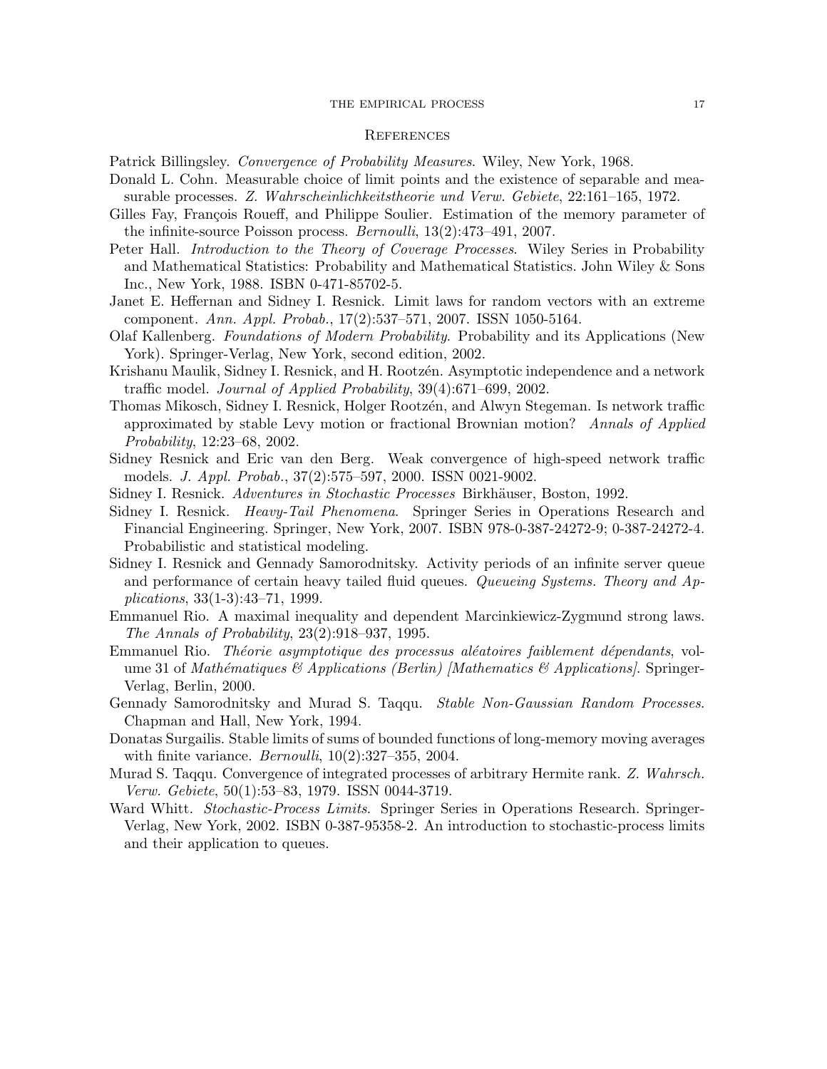## References

Patrick Billingsley. *Convergence of Probability Measures*. Wiley, New York, 1968.

Donald L. Cohn. Measurable choice of limit points and the existence of separable and measurable processes. *Z. Wahrscheinlichkeitstheorie und Verw. Gebiete*, 22:161–165, 1972.

Gilles Fay, François Roueff, and Philippe Soulier. Estimation of the memory parameter of the infinite-source Poisson process. *Bernoulli*, 13(2):473–491, 2007.

Peter Hall. *Introduction to the Theory of Coverage Processes*. Wiley Series in Probability and Mathematical Statistics: Probability and Mathematical Statistics. John Wiley & Sons Inc., New York, 1988. ISBN 0-471-85702-5.

Janet E. Heffernan and Sidney I. Resnick. Limit laws for random vectors with an extreme component. *Ann. Appl. Probab.*, 17(2):537–571, 2007. ISSN 1050-5164.

Olaf Kallenberg. *Foundations of Modern Probability*. Probability and its Applications (New York). Springer-Verlag, New York, second edition, 2002.

Krishanu Maulik, Sidney I. Resnick, and H. Rootzén. Asymptotic independence and a network traffic model. *Journal of Applied Probability*, 39(4):671–699, 2002.

Thomas Mikosch, Sidney I. Resnick, Holger Rootzén, and Alwyn Stegeman. Is network traffic approximated by stable Levy motion or fractional Brownian motion? *Annals of Applied Probability*, 12:23–68, 2002.

Sidney Resnick and Eric van den Berg. Weak convergence of high-speed network traffic models. *J. Appl. Probab.*, 37(2):575–597, 2000. ISSN 0021-9002.

Sidney I. Resnick. *Adventures in Stochastic Processes* Birkhäuser, Boston, 1992.

Sidney I. Resnick. *Heavy-Tail Phenomena*. Springer Series in Operations Research and Financial Engineering. Springer, New York, 2007. ISBN 978-0-387-24272-9; 0-387-24272-4. Probabilistic and statistical modeling.

Sidney I. Resnick and Gennady Samorodnitsky. Activity periods of an infinite server queue and performance of certain heavy tailed fluid queues. *Queueing Systems. Theory and Applications*, 33(1-3):43–71, 1999.

Emmanuel Rio. A maximal inequality and dependent Marcinkiewicz-Zygmund strong laws. *The Annals of Probability*, 23(2):918–937, 1995.

Emmanuel Rio. *Théorie asymptotique des processus aléatoires faiblement dépendants*, volume 31 of *Mathématiques & Applications (Berlin) [Mathematics & Applications]*. Springer-Verlag, Berlin, 2000.

Gennady Samorodnitsky and Murad S. Taqqu. *Stable Non-Gaussian Random Processes*. Chapman and Hall, New York, 1994.

Donatas Surgailis. Stable limits of sums of bounded functions of long-memory moving averages with finite variance. *Bernoulli*, 10(2):327–355, 2004.

Murad S. Taqqu. Convergence of integrated processes of arbitrary Hermite rank. *Z. Wahrsch. Verw. Gebiete*, 50(1):53–83, 1979. ISSN 0044-3719.

Ward Whitt. *Stochastic-Process Limits*. Springer Series in Operations Research. Springer-Verlag, New York, 2002. ISBN 0-387-95358-2. An introduction to stochastic-process limits and their application to queues.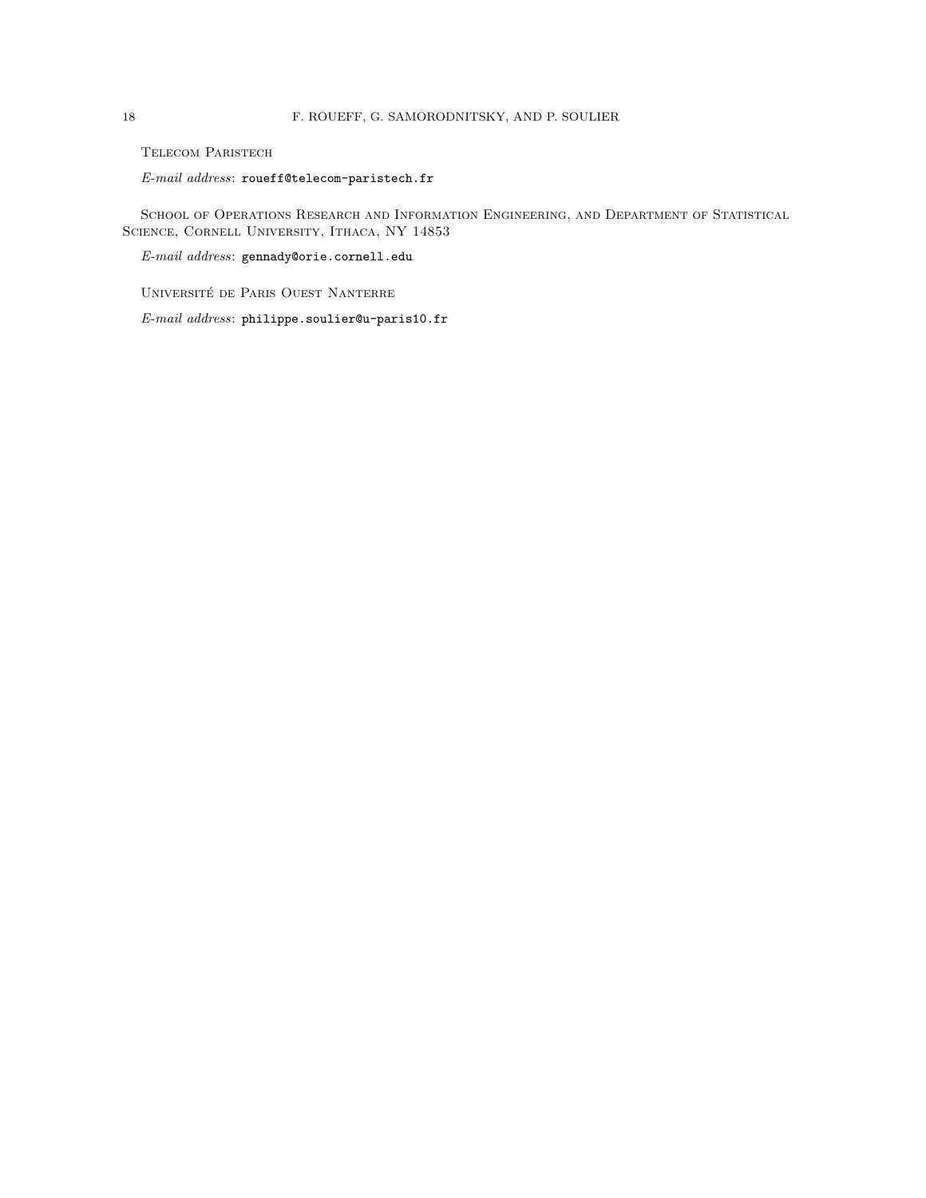Telecom Paristech

*E-mail address*: roueff@telecom-paristech.fr

School of Operations Research and Information Engineering, and Department of Statistical Science, Cornell University, Ithaca, NY 14853

*E-mail address*: gennady@orie.cornell.edu

Université de Paris Ouest Nanterre

*E-mail address*: philippe.soulier@u-paris10.fr